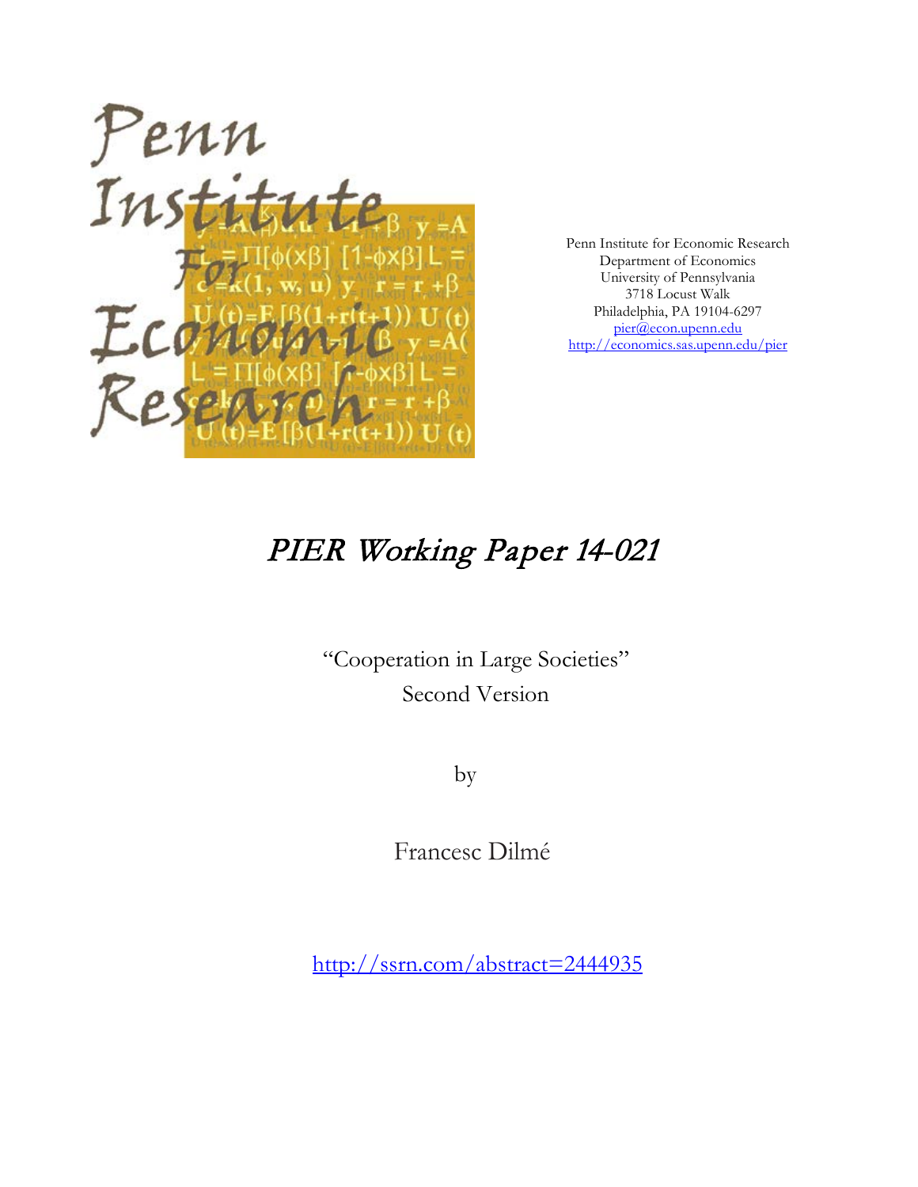Penn Institute for Economic Research
Department of Economics
University of Pennsylvania
3718 Locust Walk
Philadelphia, PA 19104-6297
pier@econ.upenn.edu
http://economics.sas.upenn.edu/pier

# PIER Working Paper 14-021

"Cooperation in Large Societies"
Second Version

by

Francesc Dilmé

http://ssrn.com/abstract=2444935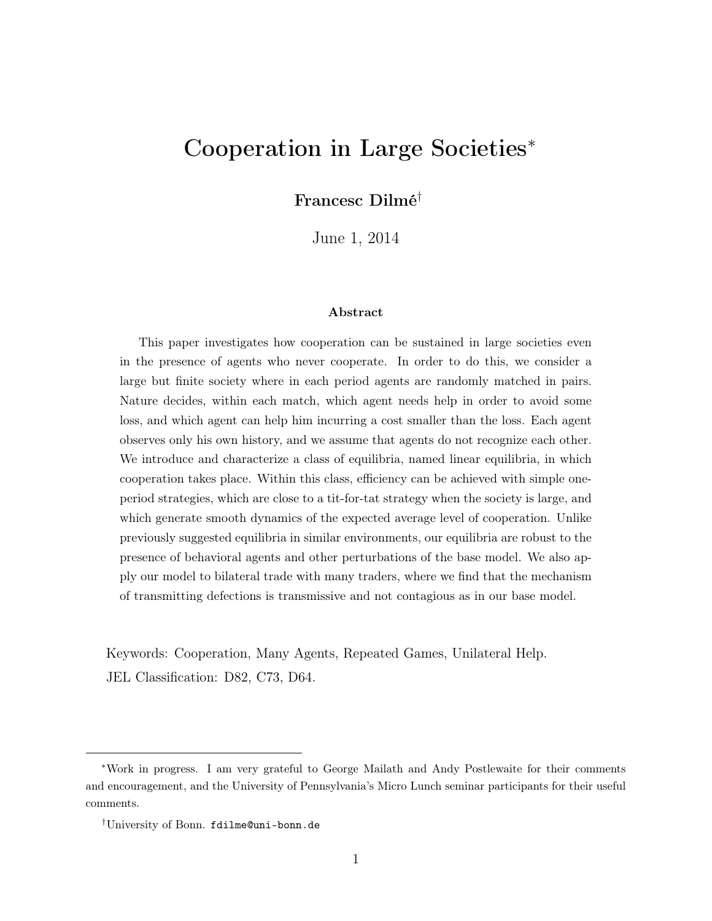# Cooperation in Large Societies[*]

**Francesc Dilmé[†]**

June 1, 2014

### Abstract

This paper investigates how cooperation can be sustained in large societies even in the presence of agents who never cooperate. In order to do this, we consider a large but finite society where in each period agents are randomly matched in pairs. Nature decides, within each match, which agent needs help in order to avoid some loss, and which agent can help him incurring a cost smaller than the loss. Each agent observes only his own history, and we assume that agents do not recognize each other. We introduce and characterize a class of equilibria, named linear equilibria, in which cooperation takes place. Within this class, efficiency can be achieved with simple one-period strategies, which are close to a tit-for-tat strategy when the society is large, and which generate smooth dynamics of the expected average level of cooperation. Unlike previously suggested equilibria in similar environments, our equilibria are robust to the presence of behavioral agents and other perturbations of the base model. We also apply our model to bilateral trade with many traders, where we find that the mechanism of transmitting defections is transmissive and not contagious as in our base model.

Keywords: Cooperation, Many Agents, Repeated Games, Unilateral Help.

JEL Classification: D82, C73, D64.

---

[*]Work in progress. I am very grateful to George Mailath and Andy Postlewaite for their comments and encouragement, and the University of Pennsylvania's Micro Lunch seminar participants for their useful comments.

[†]University of Bonn. fdilme@uni-bonn.de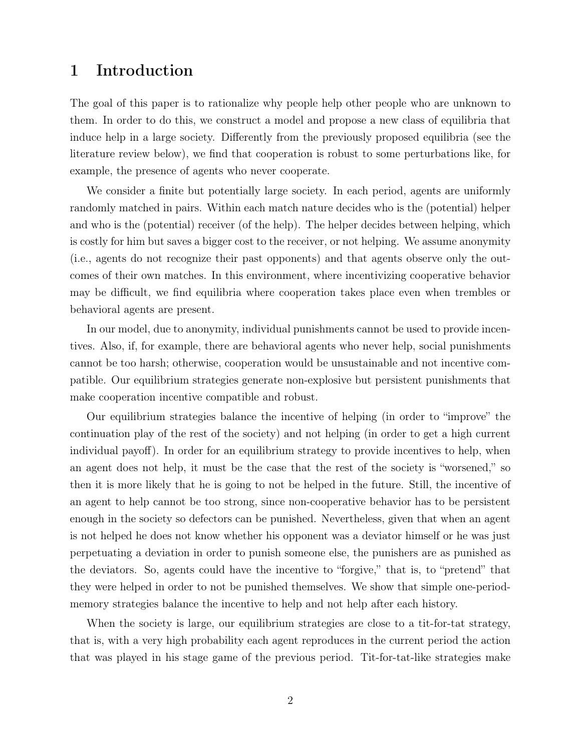# 1 Introduction

The goal of this paper is to rationalize why people help other people who are unknown to them. In order to do this, we construct a model and propose a new class of equilibria that induce help in a large society. Differently from the previously proposed equilibria (see the literature review below), we find that cooperation is robust to some perturbations like, for example, the presence of agents who never cooperate.

We consider a finite but potentially large society. In each period, agents are uniformly randomly matched in pairs. Within each match nature decides who is the (potential) helper and who is the (potential) receiver (of the help). The helper decides between helping, which is costly for him but saves a bigger cost to the receiver, or not helping. We assume anonymity (i.e., agents do not recognize their past opponents) and that agents observe only the outcomes of their own matches. In this environment, where incentivizing cooperative behavior may be difficult, we find equilibria where cooperation takes place even when trembles or behavioral agents are present.

In our model, due to anonymity, individual punishments cannot be used to provide incentives. Also, if, for example, there are behavioral agents who never help, social punishments cannot be too harsh; otherwise, cooperation would be unsustainable and not incentive compatible. Our equilibrium strategies generate non-explosive but persistent punishments that make cooperation incentive compatible and robust.

Our equilibrium strategies balance the incentive of helping (in order to "improve" the continuation play of the rest of the society) and not helping (in order to get a high current individual payoff). In order for an equilibrium strategy to provide incentives to help, when an agent does not help, it must be the case that the rest of the society is "worsened," so then it is more likely that he is going to not be helped in the future. Still, the incentive of an agent to help cannot be too strong, since non-cooperative behavior has to be persistent enough in the society so defectors can be punished. Nevertheless, given that when an agent is not helped he does not know whether his opponent was a deviator himself or he was just perpetuating a deviation in order to punish someone else, the punishers are as punished as the deviators. So, agents could have the incentive to "forgive," that is, to "pretend" that they were helped in order to not be punished themselves. We show that simple one-period-memory strategies balance the incentive to help and not help after each history.

When the society is large, our equilibrium strategies are close to a tit-for-tat strategy, that is, with a very high probability each agent reproduces in the current period the action that was played in his stage game of the previous period. Tit-for-tat-like strategies make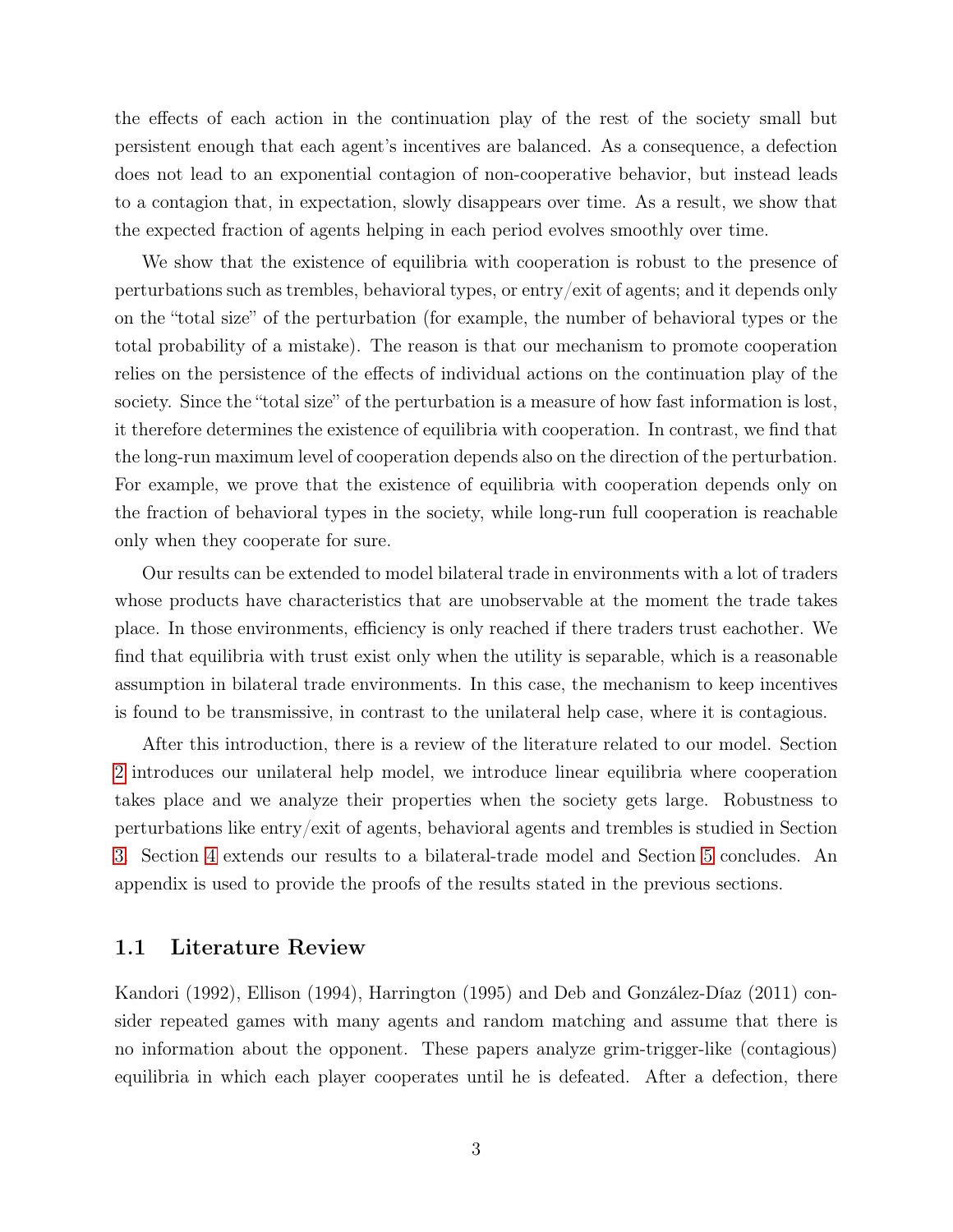the effects of each action in the continuation play of the rest of the society small but persistent enough that each agent's incentives are balanced. As a consequence, a defection does not lead to an exponential contagion of non-cooperative behavior, but instead leads to a contagion that, in expectation, slowly disappears over time. As a result, we show that the expected fraction of agents helping in each period evolves smoothly over time.

We show that the existence of equilibria with cooperation is robust to the presence of perturbations such as trembles, behavioral types, or entry/exit of agents; and it depends only on the "total size" of the perturbation (for example, the number of behavioral types or the total probability of a mistake). The reason is that our mechanism to promote cooperation relies on the persistence of the effects of individual actions on the continuation play of the society. Since the "total size" of the perturbation is a measure of how fast information is lost, it therefore determines the existence of equilibria with cooperation. In contrast, we find that the long-run maximum level of cooperation depends also on the direction of the perturbation. For example, we prove that the existence of equilibria with cooperation depends only on the fraction of behavioral types in the society, while long-run full cooperation is reachable only when they cooperate for sure.

Our results can be extended to model bilateral trade in environments with a lot of traders whose products have characteristics that are unobservable at the moment the trade takes place. In those environments, efficiency is only reached if there traders trust eachother. We find that equilibria with trust exist only when the utility is separable, which is a reasonable assumption in bilateral trade environments. In this case, the mechanism to keep incentives is found to be transmissive, in contrast to the unilateral help case, where it is contagious.

After this introduction, there is a review of the literature related to our model. Section 2 introduces our unilateral help model, we introduce linear equilibria where cooperation takes place and we analyze their properties when the society gets large. Robustness to perturbations like entry/exit of agents, behavioral agents and trembles is studied in Section 3. Section 4 extends our results to a bilateral-trade model and Section 5 concludes. An appendix is used to provide the proofs of the results stated in the previous sections.

### 1.1 Literature Review

Kandori (1992), Ellison (1994), Harrington (1995) and Deb and González-Díaz (2011) consider repeated games with many agents and random matching and assume that there is no information about the opponent. These papers analyze grim-trigger-like (contagious) equilibria in which each player cooperates until he is defeated. After a defection, there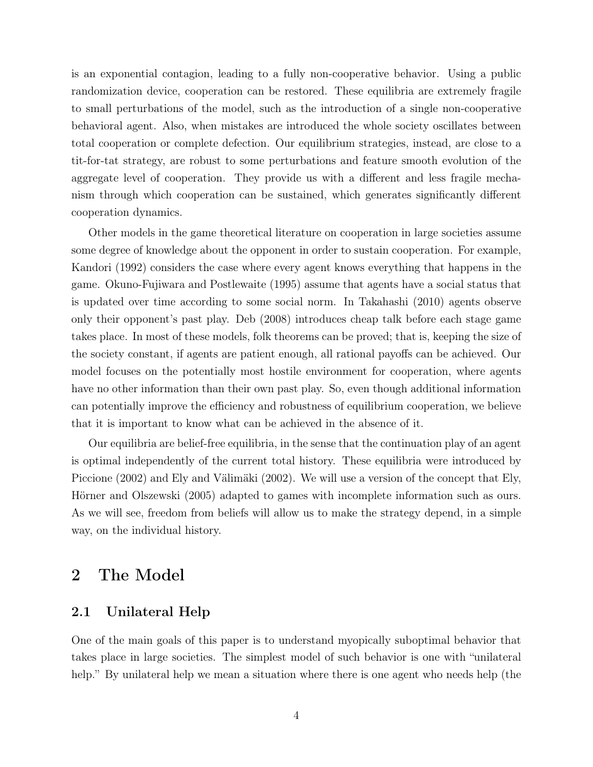is an exponential contagion, leading to a fully non-cooperative behavior. Using a public randomization device, cooperation can be restored. These equilibria are extremely fragile to small perturbations of the model, such as the introduction of a single non-cooperative behavioral agent. Also, when mistakes are introduced the whole society oscillates between total cooperation or complete defection. Our equilibrium strategies, instead, are close to a tit-for-tat strategy, are robust to some perturbations and feature smooth evolution of the aggregate level of cooperation. They provide us with a different and less fragile mechanism through which cooperation can be sustained, which generates significantly different cooperation dynamics.

Other models in the game theoretical literature on cooperation in large societies assume some degree of knowledge about the opponent in order to sustain cooperation. For example, Kandori (1992) considers the case where every agent knows everything that happens in the game. Okuno-Fujiwara and Postlewaite (1995) assume that agents have a social status that is updated over time according to some social norm. In Takahashi (2010) agents observe only their opponent's past play. Deb (2008) introduces cheap talk before each stage game takes place. In most of these models, folk theorems can be proved; that is, keeping the size of the society constant, if agents are patient enough, all rational payoffs can be achieved. Our model focuses on the potentially most hostile environment for cooperation, where agents have no other information than their own past play. So, even though additional information can potentially improve the efficiency and robustness of equilibrium cooperation, we believe that it is important to know what can be achieved in the absence of it.

Our equilibria are belief-free equilibria, in the sense that the continuation play of an agent is optimal independently of the current total history. These equilibria were introduced by Piccione (2002) and Ely and Välimäki (2002). We will use a version of the concept that Ely, Hörner and Olszewski (2005) adapted to games with incomplete information such as ours. As we will see, freedom from beliefs will allow us to make the strategy depend, in a simple way, on the individual history.

## 2 The Model

### 2.1 Unilateral Help

One of the main goals of this paper is to understand myopically suboptimal behavior that takes place in large societies. The simplest model of such behavior is one with "unilateral help." By unilateral help we mean a situation where there is one agent who needs help (the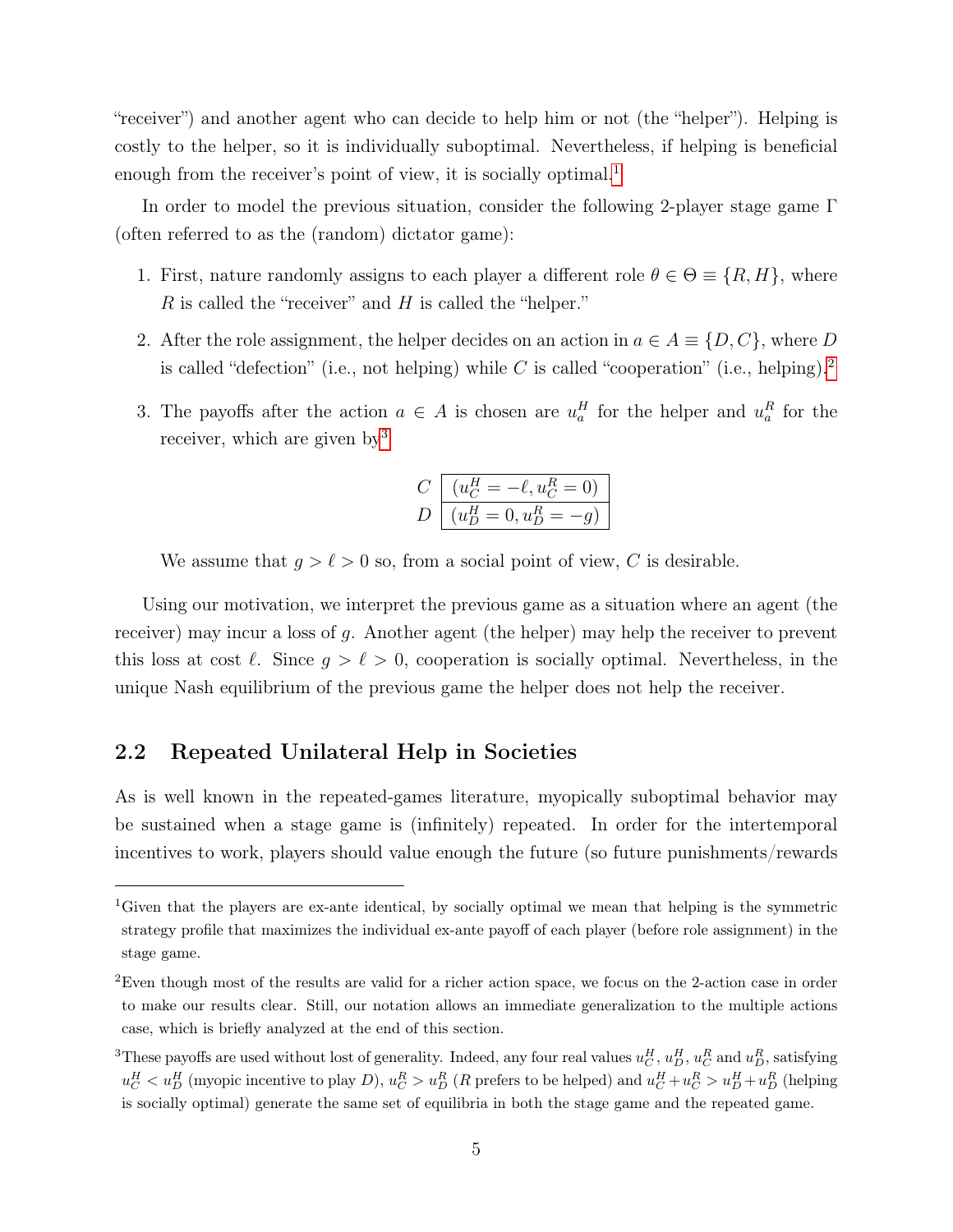"receiver") and another agent who can decide to help him or not (the "helper"). Helping is costly to the helper, so it is individually suboptimal. Nevertheless, if helping is beneficial enough from the receiver's point of view, it is socially optimal.[1]

In order to model the previous situation, consider the following 2-player stage game $\Gamma$ (often referred to as the (random) dictator game):

1. First, nature randomly assigns to each player a different role $\theta \in \Theta \equiv \{R, H\}$, where $R$ is called the "receiver" and $H$ is called the "helper."

2. After the role assignment, the helper decides on an action in $a \in A \equiv \{D, C\}$, where $D$ is called "defection" (i.e., not helping) while $C$ is called "cooperation" (i.e., helping).[2]

3. The payoffs after the action $a \in A$ is chosen are $u_a^H$ for the helper and $u_a^R$ for the receiver, which are given by[3]

| | |
|---|---|
| $C$ | $(u_C^H = -\ell, u_C^R = 0)$ |
| $D$ | $(u_D^H = 0, u_D^R = -g)$ |

We assume that $g > \ell > 0$ so, from a social point of view, $C$ is desirable.

Using our motivation, we interpret the previous game as a situation where an agent (the receiver) may incur a loss of $g$. Another agent (the helper) may help the receiver to prevent this loss at cost $\ell$. Since $g > \ell > 0$, cooperation is socially optimal. Nevertheless, in the unique Nash equilibrium of the previous game the helper does not help the receiver.

## 2.2 Repeated Unilateral Help in Societies

As is well known in the repeated-games literature, myopically suboptimal behavior may be sustained when a stage game is (infinitely) repeated. In order for the intertemporal incentives to work, players should value enough the future (so future punishments/rewards

---

[1] Given that the players are ex-ante identical, by socially optimal we mean that helping is the symmetric strategy profile that maximizes the individual ex-ante payoff of each player (before role assignment) in the stage game.

[2] Even though most of the results are valid for a richer action space, we focus on the 2-action case in order to make our results clear. Still, our notation allows an immediate generalization to the multiple actions case, which is briefly analyzed at the end of this section.

[3] These payoffs are used without lost of generality. Indeed, any four real values $u_C^H$, $u_D^H$, $u_C^R$ and $u_D^R$, satisfying $u_C^H < u_D^H$ (myopic incentive to play $D$), $u_C^R > u_D^R$ ($R$ prefers to be helped) and $u_C^H + u_C^R > u_D^H + u_D^R$ (helping is socially optimal) generate the same set of equilibria in both the stage game and the repeated game.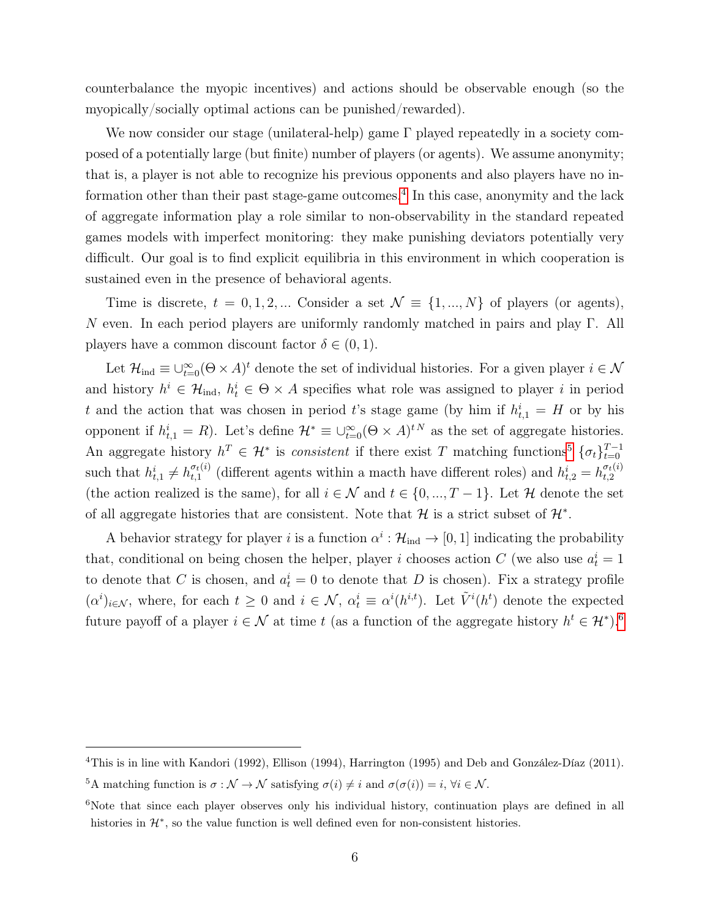counterbalance the myopic incentives) and actions should be observable enough (so the myopically/socially optimal actions can be punished/rewarded).

We now consider our stage (unilateral-help) game $\Gamma$ played repeatedly in a society composed of a potentially large (but finite) number of players (or agents). We assume anonymity; that is, a player is not able to recognize his previous opponents and also players have no information other than their past stage-game outcomes.[4] In this case, anonymity and the lack of aggregate information play a role similar to non-observability in the standard repeated games models with imperfect monitoring: they make punishing deviators potentially very difficult. Our goal is to find explicit equilibria in this environment in which cooperation is sustained even in the presence of behavioral agents.

Time is discrete, $t = 0, 1, 2, ...$ Consider a set $\mathcal{N} \equiv \{1, ..., N\}$ of players (or agents), $N$ even. In each period players are uniformly randomly matched in pairs and play $\Gamma$. All players have a common discount factor $\delta \in (0, 1)$.

Let $\mathcal{H}_{\text{ind}} \equiv \cup_{t=0}^{\infty}(\Theta \times A)^t$ denote the set of individual histories. For a given player $i \in \mathcal{N}$ and history $h^i \in \mathcal{H}_{\text{ind}}$, $h^i_t \in \Theta \times A$ specifies what role was assigned to player $i$ in period $t$ and the action that was chosen in period $t$'s stage game (by him if $h^i_{t,1} = H$ or by his opponent if $h^i_{t,1} = R$). Let's define $\mathcal{H}^* \equiv \cup_{t=0}^{\infty}(\Theta \times A)^{tN}$ as the set of aggregate histories. An aggregate history $h^T \in \mathcal{H}^*$ is *consistent* if there exist $T$ matching functions[5] $\{\sigma_t\}_{t=0}^{T-1}$ such that $h^i_{t,1} \neq h^{\sigma_t(i)}_{t,1}$ (different agents within a macth have different roles) and $h^i_{t,2} = h^{\sigma_t(i)}_{t,2}$ (the action realized is the same), for all $i \in \mathcal{N}$ and $t \in \{0, ..., T-1\}$. Let $\mathcal{H}$ denote the set of all aggregate histories that are consistent. Note that $\mathcal{H}$ is a strict subset of $\mathcal{H}^*$.

A behavior strategy for player $i$ is a function $\alpha^i : \mathcal{H}_{\text{ind}} \to [0, 1]$ indicating the probability that, conditional on being chosen the helper, player $i$ chooses action $C$ (we also use $a^i_t = 1$ to denote that $C$ is chosen, and $a^i_t = 0$ to denote that $D$ is chosen). Fix a strategy profile $(\alpha^i)_{i \in \mathcal{N}}$, where, for each $t \geq 0$ and $i \in \mathcal{N}$, $\alpha^i_t \equiv \alpha^i(h^{i,t})$. Let $\tilde{V}^i(h^t)$ denote the expected future payoff of a player $i \in \mathcal{N}$ at time $t$ (as a function of the aggregate history $h^t \in \mathcal{H}^*$).[6]

---

[4] This is in line with Kandori (1992), Ellison (1994), Harrington (1995) and Deb and González-Díaz (2011).

[5] A matching function is $\sigma : \mathcal{N} \to \mathcal{N}$ satisfying $\sigma(i) \neq i$ and $\sigma(\sigma(i)) = i$, $\forall i \in \mathcal{N}$.

[6] Note that since each player observes only his individual history, continuation plays are defined in all histories in $\mathcal{H}^*$, so the value function is well defined even for non-consistent histories.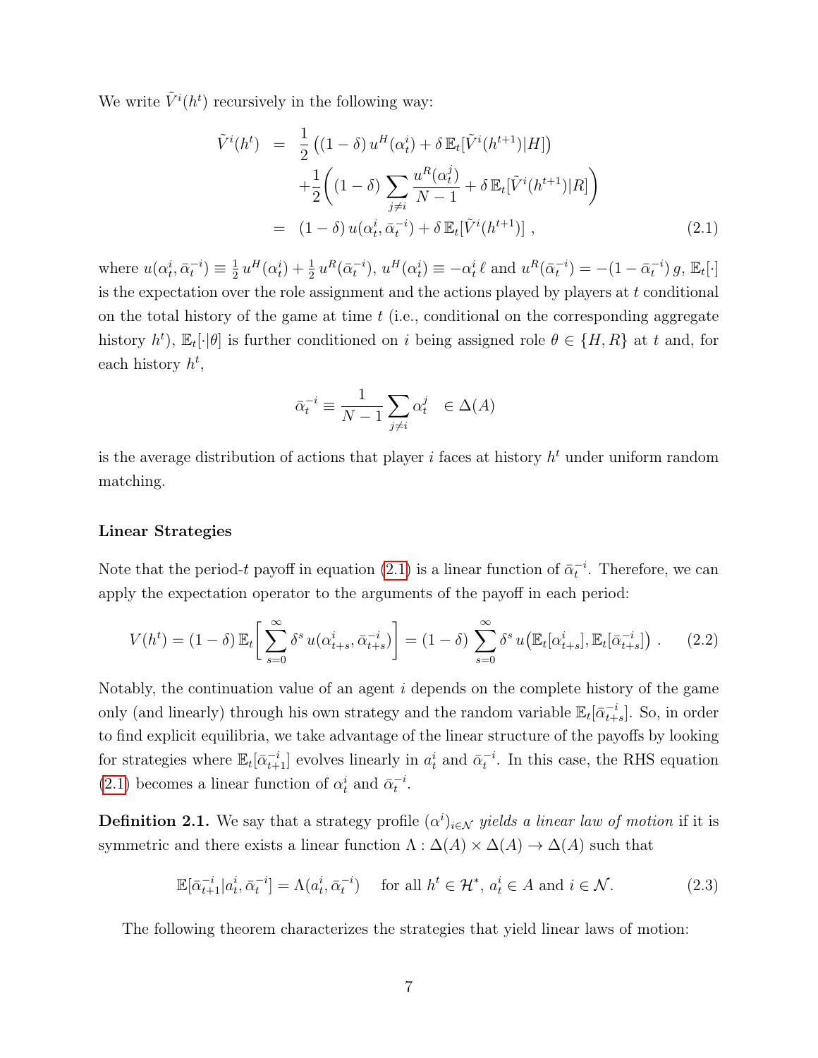We write $\tilde{V}^i(h^t)$ recursively in the following way:

$$
\begin{aligned}
\tilde{V}^i(h^t) &= \frac{1}{2}\left((1-\delta)\, u^H(\alpha_t^i) + \delta\, \mathbb{E}_t[\tilde{V}^i(h^{t+1})|H]\right) \\
&\quad + \frac{1}{2}\left((1-\delta) \sum_{j\neq i} \frac{u^R(\alpha_t^j)}{N-1} + \delta\, \mathbb{E}_t[\tilde{V}^i(h^{t+1})|R]\right) \\
&= (1-\delta)\, u(\alpha_t^i, \bar{\alpha}_t^{-i}) + \delta\, \mathbb{E}_t[\tilde{V}^i(h^{t+1})]\ ,
\end{aligned}
\tag{2.1}
$$

where $u(\alpha_t^i, \bar{\alpha}_t^{-i}) \equiv \frac{1}{2}\, u^H(\alpha_t^i) + \frac{1}{2}\, u^R(\bar{\alpha}_t^{-i})$, $u^H(\alpha_t^i) \equiv -\alpha_t^i\, \ell$ and $u^R(\bar{\alpha}_t^{-i}) = -(1-\bar{\alpha}_t^{-i})\, g$, $\mathbb{E}_t[\cdot]$ is the expectation over the role assignment and the actions played by players at $t$ conditional on the total history of the game at time $t$ (i.e., conditional on the corresponding aggregate history $h^t$), $\mathbb{E}_t[\cdot|\theta]$ is further conditioned on $i$ being assigned role $\theta \in \{H, R\}$ at $t$ and, for each history $h^t$,

$$
\bar{\alpha}_t^{-i} \equiv \frac{1}{N-1} \sum_{j\neq i} \alpha_t^j \quad \in \Delta(A)
$$

is the average distribution of actions that player $i$ faces at history $h^t$ under uniform random matching.

### Linear Strategies

Note that the period-$t$ payoff in equation (2.1) is a linear function of $\bar{\alpha}_t^{-i}$. Therefore, we can apply the expectation operator to the arguments of the payoff in each period:

$$
V(h^t) = (1-\delta)\, \mathbb{E}_t\left[\sum_{s=0}^{\infty} \delta^s\, u(\alpha_{t+s}^i, \bar{\alpha}_{t+s}^{-i})\right] = (1-\delta) \sum_{s=0}^{\infty} \delta^s\, u\big(\mathbb{E}_t[\alpha_{t+s}^i], \mathbb{E}_t[\bar{\alpha}_{t+s}^{-i}]\big)\ . \tag{2.2}
$$

Notably, the continuation value of an agent $i$ depends on the complete history of the game only (and linearly) through his own strategy and the random variable $\mathbb{E}_t[\bar{\alpha}_{t+s}^{-i}]$. So, in order to find explicit equilibria, we take advantage of the linear structure of the payoffs by looking for strategies where $\mathbb{E}_t[\bar{\alpha}_{t+1}^{-i}]$ evolves linearly in $a_t^i$ and $\bar{\alpha}_t^{-i}$. In this case, the RHS equation (2.1) becomes a linear function of $\alpha_t^i$ and $\bar{\alpha}_t^{-i}$.

**Definition 2.1.** We say that a strategy profile $(\alpha^i)_{i\in\mathcal{N}}$ *yields a linear law of motion* if it is symmetric and there exists a linear function $\Lambda : \Delta(A) \times \Delta(A) \to \Delta(A)$ such that

$$
\mathbb{E}[\bar{\alpha}_{t+1}^{-i}|a_t^i, \bar{\alpha}_t^{-i}] = \Lambda(a_t^i, \bar{\alpha}_t^{-i}) \quad \text{ for all } h^t \in \mathcal{H}^*,\ a_t^i \in A \text{ and } i \in \mathcal{N}. \tag{2.3}
$$

The following theorem characterizes the strategies that yield linear laws of motion: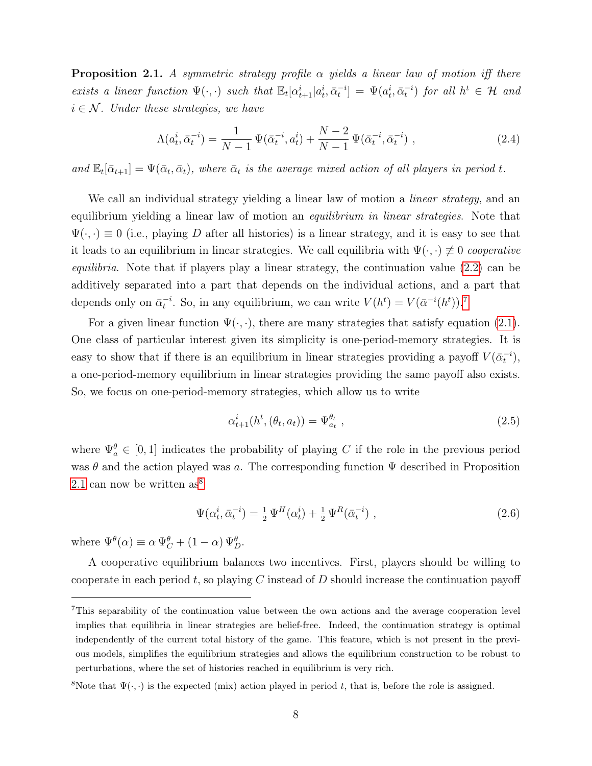**Proposition 2.1.** *A symmetric strategy profile $\alpha$ yields a linear law of motion iff there exists a linear function $\Psi(\cdot,\cdot)$ such that $\mathbb{E}_t[\alpha^i_{t+1}|a^i_t, \bar{\alpha}^{-i}_t] = \Psi(a^i_t, \bar{\alpha}^{-i}_t)$ for all $h^t \in \mathcal{H}$ and $i \in \mathcal{N}$. Under these strategies, we have*

$$\Lambda(a^i_t, \bar{\alpha}^{-i}_t) = \frac{1}{N-1}\,\Psi(\bar{\alpha}^{-i}_t, a^i_t) + \frac{N-2}{N-1}\,\Psi(\bar{\alpha}^{-i}_t, \bar{\alpha}^{-i}_t)\ , \tag{2.4}$$

*and $\mathbb{E}_t[\bar{\alpha}_{t+1}] = \Psi(\bar{\alpha}_t, \bar{\alpha}_t)$, where $\bar{\alpha}_t$ is the average mixed action of all players in period $t$.*

We call an individual strategy yielding a linear law of motion a *linear strategy*, and an equilibrium yielding a linear law of motion an *equilibrium in linear strategies*. Note that $\Psi(\cdot,\cdot) \equiv 0$ (i.e., playing $D$ after all histories) is a linear strategy, and it is easy to see that it leads to an equilibrium in linear strategies. We call equilibria with $\Psi(\cdot,\cdot) \not\equiv 0$ *cooperative equilibria*. Note that if players play a linear strategy, the continuation value (2.2) can be additively separated into a part that depends on the individual actions, and a part that depends only on $\bar{\alpha}^{-i}_t$. So, in any equilibrium, we can write $V(h^t) = V(\bar{\alpha}^{-i}(h^t))$.[7]

For a given linear function $\Psi(\cdot,\cdot)$, there are many strategies that satisfy equation (2.1). One class of particular interest given its simplicity is one-period-memory strategies. It is easy to show that if there is an equilibrium in linear strategies providing a payoff $V(\bar{\alpha}^{-i}_t)$, a one-period-memory equilibrium in linear strategies providing the same payoff also exists. So, we focus on one-period-memory strategies, which allow us to write

$$\alpha^i_{t+1}(h^t, (\theta_t, a_t)) = \Psi^{\theta_t}_{a_t}\ , \tag{2.5}$$

where $\Psi^\theta_a \in [0,1]$ indicates the probability of playing $C$ if the role in the previous period was $\theta$ and the action played was $a$. The corresponding function $\Psi$ described in Proposition 2.1 can now be written as[8]

$$\Psi(\alpha^i_t, \bar{\alpha}^{-i}_t) = \tfrac{1}{2}\,\Psi^H(\alpha^i_t) + \tfrac{1}{2}\,\Psi^R(\bar{\alpha}^{-i}_t)\ , \tag{2.6}$$

where $\Psi^\theta(\alpha) \equiv \alpha\,\Psi^\theta_C + (1-\alpha)\,\Psi^\theta_D$.

A cooperative equilibrium balances two incentives. First, players should be willing to cooperate in each period $t$, so playing $C$ instead of $D$ should increase the continuation payoff

---

[7] This separability of the continuation value between the own actions and the average cooperation level implies that equilibria in linear strategies are belief-free. Indeed, the continuation strategy is optimal independently of the current total history of the game. This feature, which is not present in the previous models, simplifies the equilibrium strategies and allows the equilibrium construction to be robust to perturbations, where the set of histories reached in equilibrium is very rich.

[8] Note that $\Psi(\cdot,\cdot)$ is the expected (mix) action played in period $t$, that is, before the role is assigned.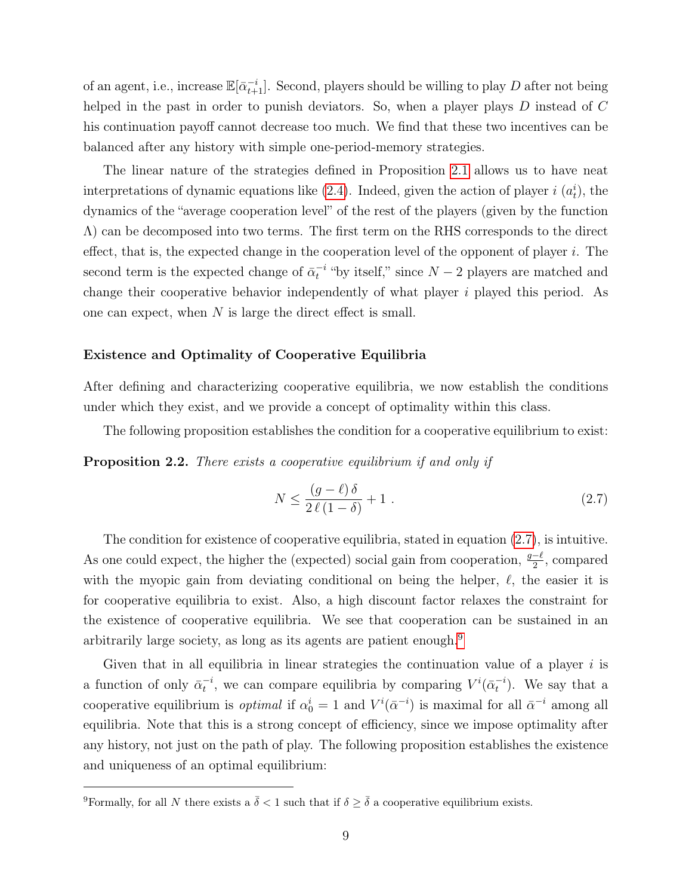of an agent, i.e., increase $\mathbb{E}[\bar{\alpha}_{t+1}^{-i}]$. Second, players should be willing to play $D$ after not being helped in the past in order to punish deviators. So, when a player plays $D$ instead of $C$ his continuation payoff cannot decrease too much. We find that these two incentives can be balanced after any history with simple one-period-memory strategies.

The linear nature of the strategies defined in Proposition 2.1 allows us to have neat interpretations of dynamic equations like (2.4). Indeed, given the action of player $i$ ($a_t^i$), the dynamics of the "average cooperation level" of the rest of the players (given by the function $\Lambda$) can be decomposed into two terms. The first term on the RHS corresponds to the direct effect, that is, the expected change in the cooperation level of the opponent of player $i$. The second term is the expected change of $\bar{\alpha}_t^{-i}$ "by itself," since $N-2$ players are matched and change their cooperative behavior independently of what player $i$ played this period. As one can expect, when $N$ is large the direct effect is small.

### Existence and Optimality of Cooperative Equilibria

After defining and characterizing cooperative equilibria, we now establish the conditions under which they exist, and we provide a concept of optimality within this class.

The following proposition establishes the condition for a cooperative equilibrium to exist:

**Proposition 2.2.** *There exists a cooperative equilibrium if and only if*

$$N \leq \frac{(g-\ell)\,\delta}{2\,\ell\,(1-\delta)} + 1 \ . \tag{2.7}$$

The condition for existence of cooperative equilibria, stated in equation (2.7), is intuitive. As one could expect, the higher the (expected) social gain from cooperation, $\frac{g-\ell}{2}$, compared with the myopic gain from deviating conditional on being the helper, $\ell$, the easier it is for cooperative equilibria to exist. Also, a high discount factor relaxes the constraint for the existence of cooperative equilibria. We see that cooperation can be sustained in an arbitrarily large society, as long as its agents are patient enough.[9]

Given that in all equilibria in linear strategies the continuation value of a player $i$ is a function of only $\bar{\alpha}_t^{-i}$, we can compare equilibria by comparing $V^i(\bar{\alpha}_t^{-i})$. We say that a cooperative equilibrium is *optimal* if $\alpha_0^i = 1$ and $V^i(\bar{\alpha}^{-i})$ is maximal for all $\bar{\alpha}^{-i}$ among all equilibria. Note that this is a strong concept of efficiency, since we impose optimality after any history, not just on the path of play. The following proposition establishes the existence and uniqueness of an optimal equilibrium:

[9] Formally, for all $N$ there exists a $\bar{\delta} < 1$ such that if $\delta \geq \bar{\delta}$ a cooperative equilibrium exists.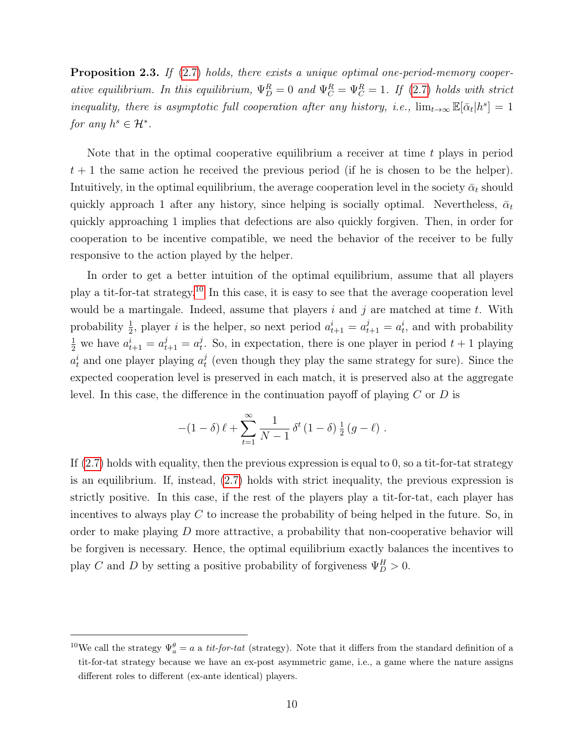**Proposition 2.3.** *If (2.7) holds, there exists a unique optimal one-period-memory cooperative equilibrium. In this equilibrium, $\Psi_D^R = 0$ and $\Psi_C^R = \Psi_C^R = 1$. If (2.7) holds with strict inequality, there is asymptotic full cooperation after any history, i.e., $\lim_{t\to\infty} \mathbb{E}[\bar{\alpha}_t | h^s] = 1$ for any $h^s \in \mathcal{H}^*$.*

Note that in the optimal cooperative equilibrium a receiver at time $t$ plays in period $t+1$ the same action he received the previous period (if he is chosen to be the helper). Intuitively, in the optimal equilibrium, the average cooperation level in the society $\bar{\alpha}_t$ should quickly approach 1 after any history, since helping is socially optimal. Nevertheless, $\bar{\alpha}_t$ quickly approaching 1 implies that defections are also quickly forgiven. Then, in order for cooperation to be incentive compatible, we need the behavior of the receiver to be fully responsive to the action played by the helper.

In order to get a better intuition of the optimal equilibrium, assume that all players play a tit-for-tat strategy.[10] In this case, it is easy to see that the average cooperation level would be a martingale. Indeed, assume that players $i$ and $j$ are matched at time $t$. With probability $\frac{1}{2}$, player $i$ is the helper, so next period $a_{t+1}^i = a_{t+1}^j = a_t^i$, and with probability $\frac{1}{2}$ we have $a_{t+1}^i = a_{t+1}^j = a_t^j$. So, in expectation, there is one player in period $t+1$ playing $a_t^i$ and one player playing $a_t^j$ (even though they play the same strategy for sure). Since the expected cooperation level is preserved in each match, it is preserved also at the aggregate level. In this case, the difference in the continuation payoff of playing $C$ or $D$ is

$$-(1-\delta)\,\ell + \sum_{t=1}^{\infty} \frac{1}{N-1}\,\delta^t\,(1-\delta)\,\tfrac{1}{2}\,(g-\ell)\ .$$

If (2.7) holds with equality, then the previous expression is equal to 0, so a tit-for-tat strategy is an equilibrium. If, instead, (2.7) holds with strict inequality, the previous expression is strictly positive. In this case, if the rest of the players play a tit-for-tat, each player has incentives to always play $C$ to increase the probability of being helped in the future. So, in order to make playing $D$ more attractive, a probability that non-cooperative behavior will be forgiven is necessary. Hence, the optimal equilibrium exactly balances the incentives to play $C$ and $D$ by setting a positive probability of forgiveness $\Psi_D^H > 0$.

[10] We call the strategy $\Psi_a^\theta = a$ a *tit-for-tat* (strategy). Note that it differs from the standard definition of a tit-for-tat strategy because we have an ex-post asymmetric game, i.e., a game where the nature assigns different roles to different (ex-ante identical) players.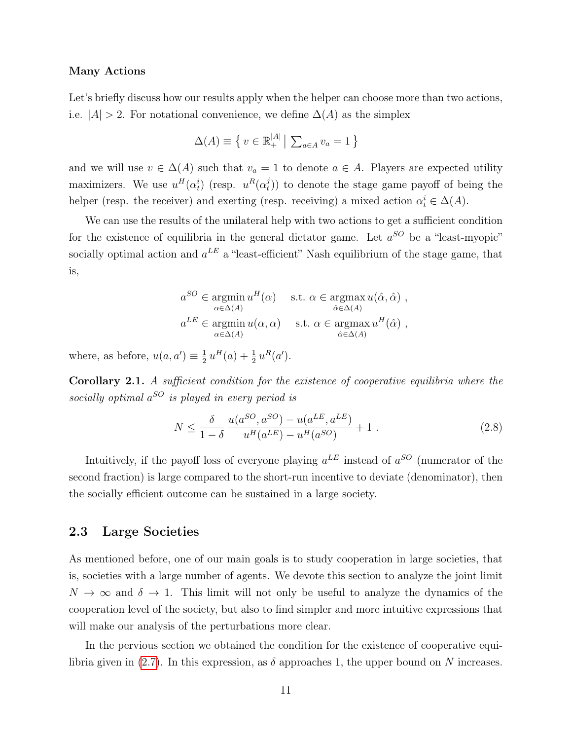**Many Actions**

Let's briefly discuss how our results apply when the helper can choose more than two actions, i.e. $|A| > 2$. For notational convenience, we define $\Delta(A)$ as the simplex

$$\Delta(A) \equiv \left\{ v \in \mathbb{R}_+^{|A|} \,\middle|\, \sum_{a \in A} v_a = 1 \right\}$$

and we will use $v \in \Delta(A)$ such that $v_a = 1$ to denote $a \in A$. Players are expected utility maximizers. We use $u^H(\alpha_t^i)$ (resp. $u^R(\alpha_t^j)$) to denote the stage game payoff of being the helper (resp. the receiver) and exerting (resp. receiving) a mixed action $\alpha_t^i \in \Delta(A)$.

We can use the results of the unilateral help with two actions to get a sufficient condition for the existence of equilibria in the general dictator game. Let $a^{SO}$ be a "least-myopic" socially optimal action and $a^{LE}$ a "least-efficient" Nash equilibrium of the stage game, that is,

$$a^{SO} \in \operatorname*{argmin}_{\alpha \in \Delta(A)} u^H(\alpha) \quad \text{ s.t. } \alpha \in \operatorname*{argmax}_{\hat{\alpha} \in \Delta(A)} u(\hat{\alpha}, \hat{\alpha}) \ ,$$
$$a^{LE} \in \operatorname*{argmin}_{\alpha \in \Delta(A)} u(\alpha, \alpha) \quad \text{ s.t. } \alpha \in \operatorname*{argmax}_{\hat{\alpha} \in \Delta(A)} u^H(\hat{\alpha}) \ ,$$

where, as before, $u(a, a') \equiv \frac{1}{2}\, u^H(a) + \frac{1}{2}\, u^R(a')$.

**Corollary 2.1.** *A sufficient condition for the existence of cooperative equilibria where the socially optimal $a^{SO}$ is played in every period is*

$$N \leq \frac{\delta}{1-\delta} \, \frac{u(a^{SO}, a^{SO}) - u(a^{LE}, a^{LE})}{u^H(a^{LE}) - u^H(a^{SO})} + 1 \ . \tag{2.8}$$

Intuitively, if the payoff loss of everyone playing $a^{LE}$ instead of $a^{SO}$ (numerator of the second fraction) is large compared to the short-run incentive to deviate (denominator), then the socially efficient outcome can be sustained in a large society.

## 2.3 Large Societies

As mentioned before, one of our main goals is to study cooperation in large societies, that is, societies with a large number of agents. We devote this section to analyze the joint limit $N \to \infty$ and $\delta \to 1$. This limit will not only be useful to analyze the dynamics of the cooperation level of the society, but also to find simpler and more intuitive expressions that will make our analysis of the perturbations more clear.

In the pervious section we obtained the condition for the existence of cooperative equilibria given in (2.7). In this expression, as $\delta$ approaches 1, the upper bound on $N$ increases.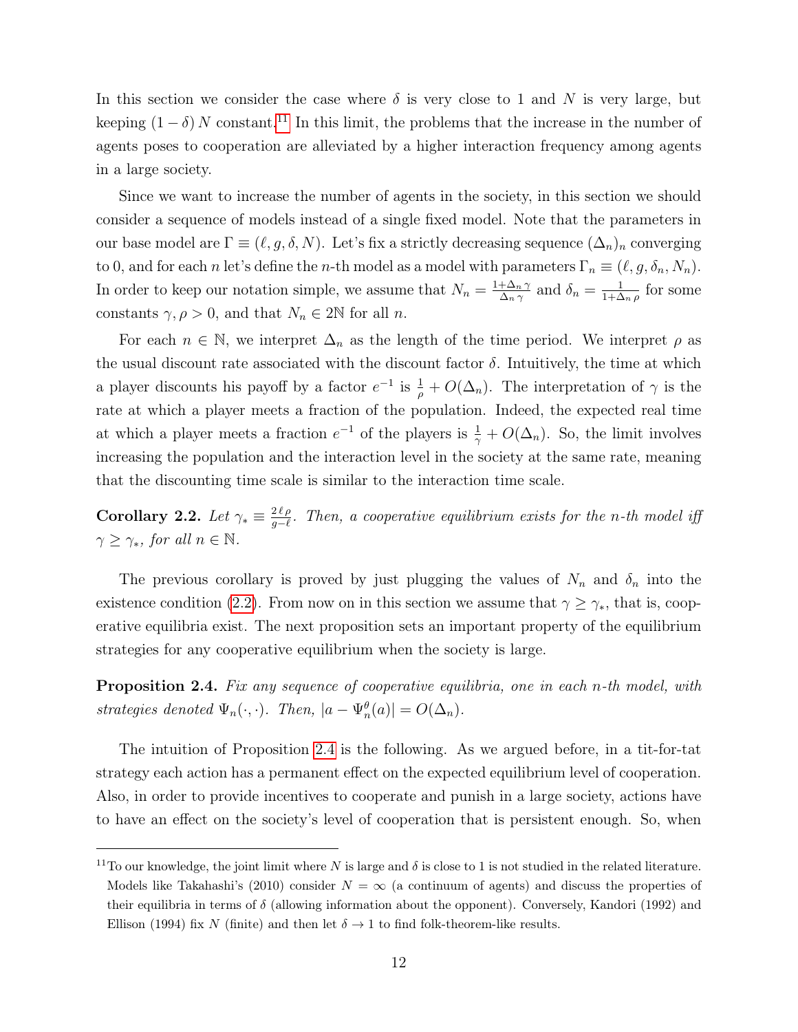In this section we consider the case where $\delta$ is very close to 1 and $N$ is very large, but keeping $(1-\delta)\,N$ constant.[11] In this limit, the problems that the increase in the number of agents poses to cooperation are alleviated by a higher interaction frequency among agents in a large society.

Since we want to increase the number of agents in the society, in this section we should consider a sequence of models instead of a single fixed model. Note that the parameters in our base model are $\Gamma \equiv (\ell, g, \delta, N)$. Let's fix a strictly decreasing sequence $(\Delta_n)_n$ converging to 0, and for each $n$ let's define the $n$-th model as a model with parameters $\Gamma_n \equiv (\ell, g, \delta_n, N_n)$. In order to keep our notation simple, we assume that $N_n = \frac{1+\Delta_n\,\gamma}{\Delta_n\,\gamma}$ and $\delta_n = \frac{1}{1+\Delta_n\,\rho}$ for some constants $\gamma, \rho > 0$, and that $N_n \in 2\mathbb{N}$ for all $n$.

For each $n \in \mathbb{N}$, we interpret $\Delta_n$ as the length of the time period. We interpret $\rho$ as the usual discount rate associated with the discount factor $\delta$. Intuitively, the time at which a player discounts his payoff by a factor $e^{-1}$ is $\frac{1}{\rho} + O(\Delta_n)$. The interpretation of $\gamma$ is the rate at which a player meets a fraction of the population. Indeed, the expected real time at which a player meets a fraction $e^{-1}$ of the players is $\frac{1}{\gamma} + O(\Delta_n)$. So, the limit involves increasing the population and the interaction level in the society at the same rate, meaning that the discounting time scale is similar to the interaction time scale.

**Corollary 2.2.** *Let $\gamma_* \equiv \frac{2\,\ell\,\rho}{g-\ell}$. Then, a cooperative equilibrium exists for the n-th model iff $\gamma \geq \gamma_*$, for all $n \in \mathbb{N}$.*

The previous corollary is proved by just plugging the values of $N_n$ and $\delta_n$ into the existence condition (2.2). From now on in this section we assume that $\gamma \geq \gamma_*$, that is, cooperative equilibria exist. The next proposition sets an important property of the equilibrium strategies for any cooperative equilibrium when the society is large.

**Proposition 2.4.** *Fix any sequence of cooperative equilibria, one in each n-th model, with strategies denoted $\Psi_n(\cdot,\cdot)$. Then, $|a - \Psi_n^{\theta}(a)| = O(\Delta_n)$.*

The intuition of Proposition 2.4 is the following. As we argued before, in a tit-for-tat strategy each action has a permanent effect on the expected equilibrium level of cooperation. Also, in order to provide incentives to cooperate and punish in a large society, actions have to have an effect on the society's level of cooperation that is persistent enough. So, when

[11] To our knowledge, the joint limit where $N$ is large and $\delta$ is close to 1 is not studied in the related literature. Models like Takahashi's (2010) consider $N = \infty$ (a continuum of agents) and discuss the properties of their equilibria in terms of $\delta$ (allowing information about the opponent). Conversely, Kandori (1992) and Ellison (1994) fix $N$ (finite) and then let $\delta \to 1$ to find folk-theorem-like results.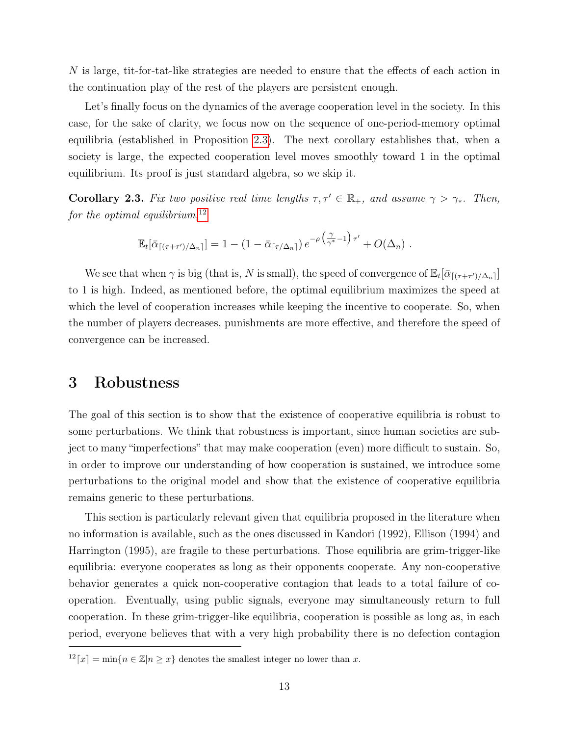$N$ is large, tit-for-tat-like strategies are needed to ensure that the effects of each action in the continuation play of the rest of the players are persistent enough.

Let's finally focus on the dynamics of the average cooperation level in the society. In this case, for the sake of clarity, we focus now on the sequence of one-period-memory optimal equilibria (established in Proposition 2.3). The next corollary establishes that, when a society is large, the expected cooperation level moves smoothly toward 1 in the optimal equilibrium. Its proof is just standard algebra, so we skip it.

**Corollary 2.3.** *Fix two positive real time lengths $\tau, \tau' \in \mathbb{R}_+$, and assume $\gamma > \gamma_*$. Then, for the optimal equilibrium,*[12]

$$\mathbb{E}_t[\bar{\alpha}_{\lceil(\tau+\tau')/\Delta_n\rceil}] = 1 - (1 - \bar{\alpha}_{\lceil\tau/\Delta_n\rceil})\, e^{-\rho\left(\frac{\gamma}{\gamma^*}-1\right)\tau'} + O(\Delta_n)\ .$$

We see that when $\gamma$ is big (that is, $N$ is small), the speed of convergence of $\mathbb{E}_t[\bar{\alpha}_{\lceil(\tau+\tau')/\Delta_n\rceil}]$ to 1 is high. Indeed, as mentioned before, the optimal equilibrium maximizes the speed at which the level of cooperation increases while keeping the incentive to cooperate. So, when the number of players decreases, punishments are more effective, and therefore the speed of convergence can be increased.

# 3 Robustness

The goal of this section is to show that the existence of cooperative equilibria is robust to some perturbations. We think that robustness is important, since human societies are subject to many "imperfections" that may make cooperation (even) more difficult to sustain. So, in order to improve our understanding of how cooperation is sustained, we introduce some perturbations to the original model and show that the existence of cooperative equilibria remains generic to these perturbations.

This section is particularly relevant given that equilibria proposed in the literature when no information is available, such as the ones discussed in Kandori (1992), Ellison (1994) and Harrington (1995), are fragile to these perturbations. Those equilibria are grim-trigger-like equilibria: everyone cooperates as long as their opponents cooperate. Any non-cooperative behavior generates a quick non-cooperative contagion that leads to a total failure of cooperation. Eventually, using public signals, everyone may simultaneously return to full cooperation. In these grim-trigger-like equilibria, cooperation is possible as long as, in each period, everyone believes that with a very high probability there is no defection contagion

[12] $\lceil x \rceil = \min\{n \in \mathbb{Z} | n \geq x\}$ denotes the smallest integer no lower than $x$.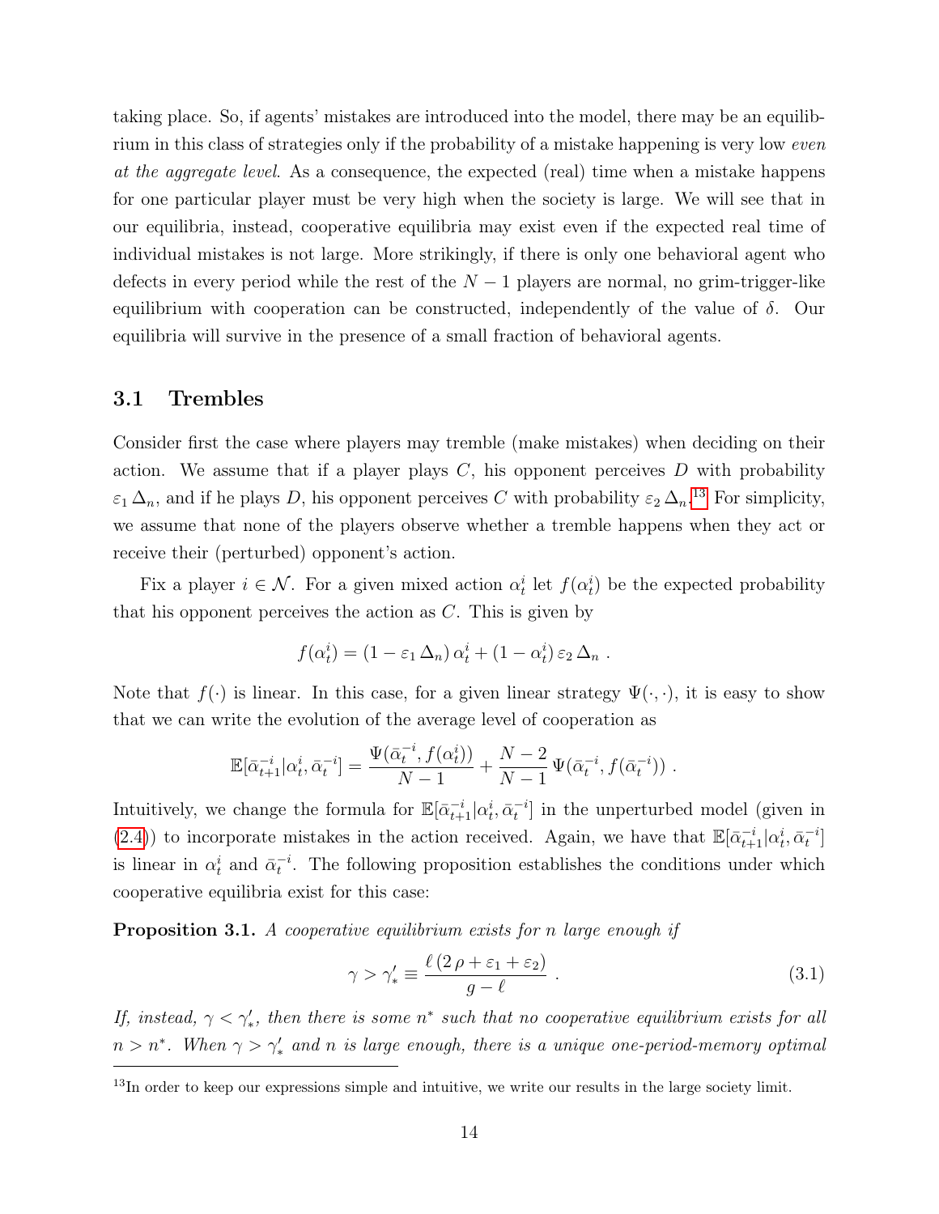taking place. So, if agents' mistakes are introduced into the model, there may be an equilibrium in this class of strategies only if the probability of a mistake happening is very low *even at the aggregate level*. As a consequence, the expected (real) time when a mistake happens for one particular player must be very high when the society is large. We will see that in our equilibria, instead, cooperative equilibria may exist even if the expected real time of individual mistakes is not large. More strikingly, if there is only one behavioral agent who defects in every period while the rest of the $N-1$ players are normal, no grim-trigger-like equilibrium with cooperation can be constructed, independently of the value of $\delta$. Our equilibria will survive in the presence of a small fraction of behavioral agents.

## 3.1 Trembles

Consider first the case where players may tremble (make mistakes) when deciding on their action. We assume that if a player plays $C$, his opponent perceives $D$ with probability $\varepsilon_1\,\Delta_n$, and if he plays $D$, his opponent perceives $C$ with probability $\varepsilon_2\,\Delta_n$.[13] For simplicity, we assume that none of the players observe whether a tremble happens when they act or receive their (perturbed) opponent's action.

Fix a player $i \in \mathcal{N}$. For a given mixed action $\alpha^i_t$ let $f(\alpha^i_t)$ be the expected probability that his opponent perceives the action as $C$. This is given by

$$f(\alpha^i_t) = (1-\varepsilon_1\,\Delta_n)\,\alpha^i_t + (1-\alpha^i_t)\,\varepsilon_2\,\Delta_n\ .$$

Note that $f(\cdot)$ is linear. In this case, for a given linear strategy $\Psi(\cdot,\cdot)$, it is easy to show that we can write the evolution of the average level of cooperation as

$$\mathbb{E}[\bar{\alpha}^{-i}_{t+1}|\alpha^i_t,\bar{\alpha}^{-i}_t] = \frac{\Psi(\bar{\alpha}^{-i}_t, f(\alpha^i_t))}{N-1} + \frac{N-2}{N-1}\,\Psi(\bar{\alpha}^{-i}_t, f(\bar{\alpha}^{-i}_t))\ .$$

Intuitively, we change the formula for $\mathbb{E}[\bar{\alpha}^{-i}_{t+1}|\alpha^i_t,\bar{\alpha}^{-i}_t]$ in the unperturbed model (given in (2.4)) to incorporate mistakes in the action received. Again, we have that $\mathbb{E}[\bar{\alpha}^{-i}_{t+1}|\alpha^i_t,\bar{\alpha}^{-i}_t]$ is linear in $\alpha^i_t$ and $\bar{\alpha}^{-i}_t$. The following proposition establishes the conditions under which cooperative equilibria exist for this case:

**Proposition 3.1.** *A cooperative equilibrium exists for $n$ large enough if*

$$\gamma > \gamma'_* \equiv \frac{\ell\,(2\,\rho+\varepsilon_1+\varepsilon_2)}{g-\ell}\ . \tag{3.1}$$

*If, instead, $\gamma < \gamma'_*$, then there is some $n^*$ such that no cooperative equilibrium exists for all $n > n^*$. When $\gamma > \gamma'_*$ and $n$ is large enough, there is a unique one-period-memory optimal*

[13] In order to keep our expressions simple and intuitive, we write our results in the large society limit.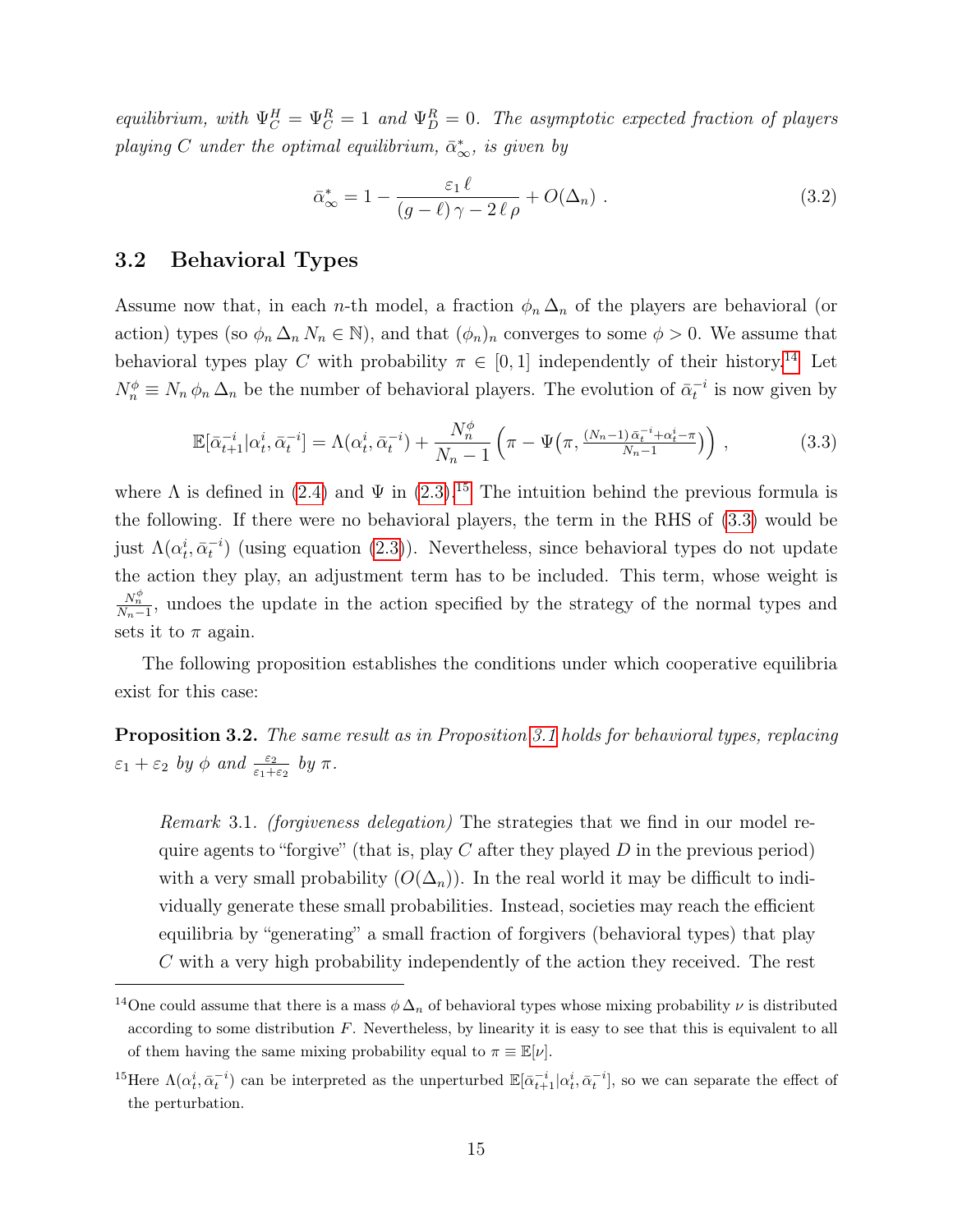*equilibrium, with $\Psi^H_C = \Psi^R_C = 1$ and $\Psi^R_D = 0$. The asymptotic expected fraction of players playing $C$ under the optimal equilibrium, $\bar{\alpha}^*_\infty$, is given by*

$$\bar{\alpha}^*_\infty = 1 - \frac{\varepsilon_1\,\ell}{(g-\ell)\,\gamma - 2\,\ell\,\rho} + O(\Delta_n)\ . \tag{3.2}$$

### 3.2 Behavioral Types

Assume now that, in each $n$-th model, a fraction $\phi_n\,\Delta_n$ of the players are behavioral (or action) types (so $\phi_n\,\Delta_n\,N_n \in \mathbb{N}$), and that $(\phi_n)_n$ converges to some $\phi > 0$. We assume that behavioral types play $C$ with probability $\pi \in [0,1]$ independently of their history.[14] Let $N^\phi_n \equiv N_n\,\phi_n\,\Delta_n$ be the number of behavioral players. The evolution of $\bar{\alpha}^{-i}_t$ is now given by

$$\mathbb{E}[\bar{\alpha}^{-i}_{t+1}|\alpha^i_t,\bar{\alpha}^{-i}_t] = \Lambda(\alpha^i_t,\bar{\alpha}^{-i}_t) + \frac{N^\phi_n}{N_n-1}\Big(\pi - \Psi\big(\pi, \tfrac{(N_n-1)\,\bar{\alpha}^{-i}_t + \alpha^i_t - \pi}{N_n-1}\big)\Big)\ , \tag{3.3}$$

where $\Lambda$ is defined in (2.4) and $\Psi$ in (2.3).[15] The intuition behind the previous formula is the following. If there were no behavioral players, the term in the RHS of (3.3) would be just $\Lambda(\alpha^i_t,\bar{\alpha}^{-i}_t)$ (using equation (2.3)). Nevertheless, since behavioral types do not update the action they play, an adjustment term has to be included. This term, whose weight is $\frac{N^\phi_n}{N_n-1}$, undoes the update in the action specified by the strategy of the normal types and sets it to $\pi$ again.

The following proposition establishes the conditions under which cooperative equilibria exist for this case:

**Proposition 3.2.** *The same result as in Proposition 3.1 holds for behavioral types, replacing $\varepsilon_1+\varepsilon_2$ by $\phi$ and $\frac{\varepsilon_2}{\varepsilon_1+\varepsilon_2}$ by $\pi$.*

> *Remark* 3.1. *(forgiveness delegation)* The strategies that we find in our model require agents to "forgive" (that is, play $C$ after they played $D$ in the previous period) with a very small probability ($O(\Delta_n)$). In the real world it may be difficult to individually generate these small probabilities. Instead, societies may reach the efficient equilibria by "generating" a small fraction of forgivers (behavioral types) that play $C$ with a very high probability independently of the action they received. The rest

[14] One could assume that there is a mass $\phi\,\Delta_n$ of behavioral types whose mixing probability $\nu$ is distributed according to some distribution $F$. Nevertheless, by linearity it is easy to see that this is equivalent to all of them having the same mixing probability equal to $\pi \equiv \mathbb{E}[\nu]$.

[15] Here $\Lambda(\alpha^i_t,\bar{\alpha}^{-i}_t)$ can be interpreted as the unperturbed $\mathbb{E}[\bar{\alpha}^{-i}_{t+1}|\alpha^i_t,\bar{\alpha}^{-i}_t]$, so we can separate the effect of the perturbation.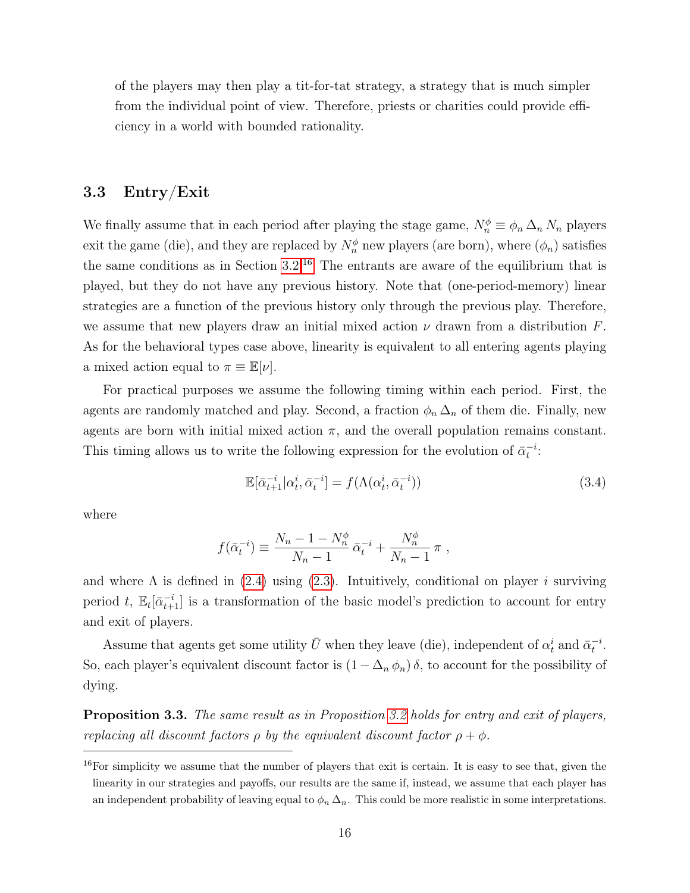of the players may then play a tit-for-tat strategy, a strategy that is much simpler from the individual point of view. Therefore, priests or charities could provide efficiency in a world with bounded rationality.

### 3.3 Entry/Exit

We finally assume that in each period after playing the stage game, $N_n^\phi \equiv \phi_n \, \Delta_n \, N_n$ players exit the game (die), and they are replaced by $N_n^\phi$ new players (are born), where $(\phi_n)$ satisfies the same conditions as in Section 3.2.[16] The entrants are aware of the equilibrium that is played, but they do not have any previous history. Note that (one-period-memory) linear strategies are a function of the previous history only through the previous play. Therefore, we assume that new players draw an initial mixed action $\nu$ drawn from a distribution $F$. As for the behavioral types case above, linearity is equivalent to all entering agents playing a mixed action equal to $\pi \equiv \mathbb{E}[\nu]$.

For practical purposes we assume the following timing within each period. First, the agents are randomly matched and play. Second, a fraction $\phi_n \, \Delta_n$ of them die. Finally, new agents are born with initial mixed action $\pi$, and the overall population remains constant. This timing allows us to write the following expression for the evolution of $\bar{\alpha}_t^{-i}$:

$$\mathbb{E}[\bar{\alpha}_{t+1}^{-i} | \alpha_t^i, \bar{\alpha}_t^{-i}] = f(\Lambda(\alpha_t^i, \bar{\alpha}_t^{-i})) \tag{3.4}$$

where

$$f(\bar{\alpha}_t^{-i}) \equiv \frac{N_n - 1 - N_n^\phi}{N_n - 1} \, \bar{\alpha}_t^{-i} + \frac{N_n^\phi}{N_n - 1} \, \pi \ ,$$

and where $\Lambda$ is defined in (2.4) using (2.3). Intuitively, conditional on player $i$ surviving period $t$, $\mathbb{E}_t[\bar{\alpha}_{t+1}^{-i}]$ is a transformation of the basic model's prediction to account for entry and exit of players.

Assume that agents get some utility $\bar{U}$ when they leave (die), independent of $\alpha_t^i$ and $\bar{\alpha}_t^{-i}$. So, each player's equivalent discount factor is $(1 - \Delta_n \, \phi_n) \, \delta$, to account for the possibility of dying.

**Proposition 3.3.** *The same result as in Proposition 3.2 holds for entry and exit of players, replacing all discount factors $\rho$ by the equivalent discount factor $\rho + \phi$.*

---

[16] For simplicity we assume that the number of players that exit is certain. It is easy to see that, given the linearity in our strategies and payoffs, our results are the same if, instead, we assume that each player has an independent probability of leaving equal to $\phi_n \, \Delta_n$. This could be more realistic in some interpretations.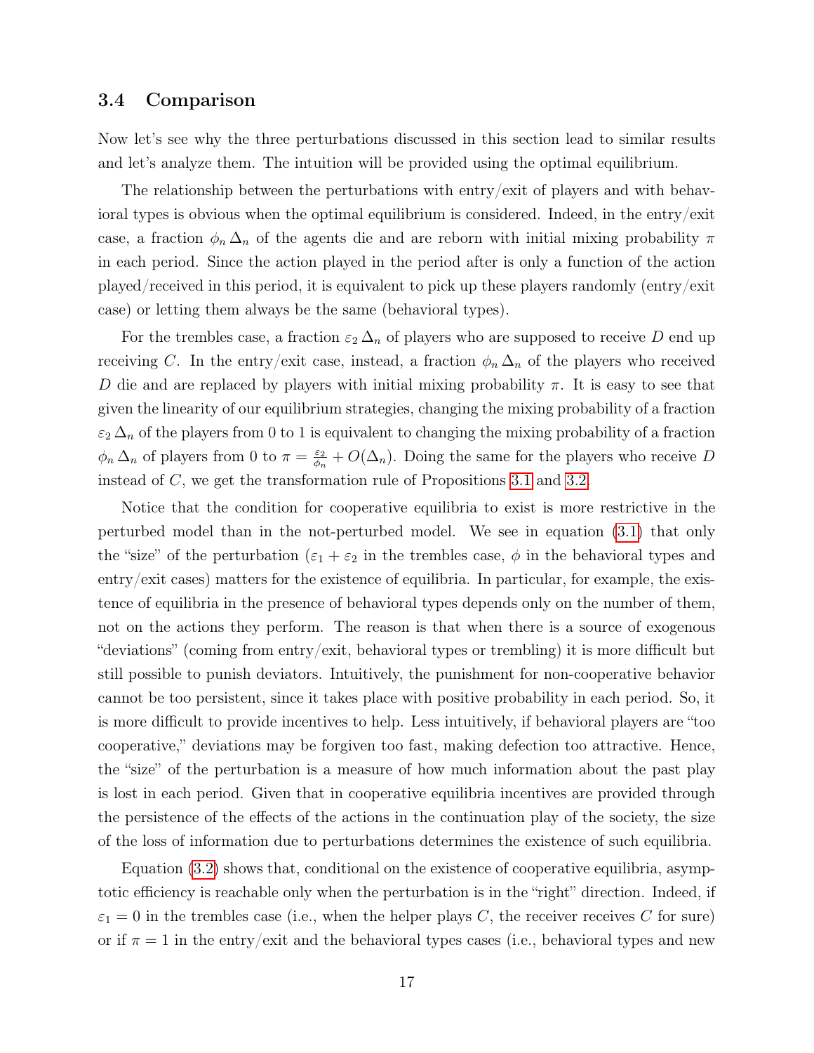### 3.4 Comparison

Now let's see why the three perturbations discussed in this section lead to similar results and let's analyze them. The intuition will be provided using the optimal equilibrium.

The relationship between the perturbations with entry/exit of players and with behavioral types is obvious when the optimal equilibrium is considered. Indeed, in the entry/exit case, a fraction $\phi_n \Delta_n$ of the agents die and are reborn with initial mixing probability $\pi$ in each period. Since the action played in the period after is only a function of the action played/received in this period, it is equivalent to pick up these players randomly (entry/exit case) or letting them always be the same (behavioral types).

For the trembles case, a fraction $\varepsilon_2 \Delta_n$ of players who are supposed to receive $D$ end up receiving $C$. In the entry/exit case, instead, a fraction $\phi_n \Delta_n$ of the players who received $D$ die and are replaced by players with initial mixing probability $\pi$. It is easy to see that given the linearity of our equilibrium strategies, changing the mixing probability of a fraction $\varepsilon_2 \Delta_n$ of the players from 0 to 1 is equivalent to changing the mixing probability of a fraction $\phi_n \Delta_n$ of players from 0 to $\pi = \frac{\varepsilon_2}{\phi_n} + O(\Delta_n)$. Doing the same for the players who receive $D$ instead of $C$, we get the transformation rule of Propositions 3.1 and 3.2.

Notice that the condition for cooperative equilibria to exist is more restrictive in the perturbed model than in the not-perturbed model. We see in equation (3.1) that only the "size" of the perturbation ($\varepsilon_1 + \varepsilon_2$ in the trembles case, $\phi$ in the behavioral types and entry/exit cases) matters for the existence of equilibria. In particular, for example, the existence of equilibria in the presence of behavioral types depends only on the number of them, not on the actions they perform. The reason is that when there is a source of exogenous "deviations" (coming from entry/exit, behavioral types or trembling) it is more difficult but still possible to punish deviators. Intuitively, the punishment for non-cooperative behavior cannot be too persistent, since it takes place with positive probability in each period. So, it is more difficult to provide incentives to help. Less intuitively, if behavioral players are "too cooperative," deviations may be forgiven too fast, making defection too attractive. Hence, the "size" of the perturbation is a measure of how much information about the past play is lost in each period. Given that in cooperative equilibria incentives are provided through the persistence of the effects of the actions in the continuation play of the society, the size of the loss of information due to perturbations determines the existence of such equilibria.

Equation (3.2) shows that, conditional on the existence of cooperative equilibria, asymptotic efficiency is reachable only when the perturbation is in the "right" direction. Indeed, if $\varepsilon_1 = 0$ in the trembles case (i.e., when the helper plays $C$, the receiver receives $C$ for sure) or if $\pi = 1$ in the entry/exit and the behavioral types cases (i.e., behavioral types and new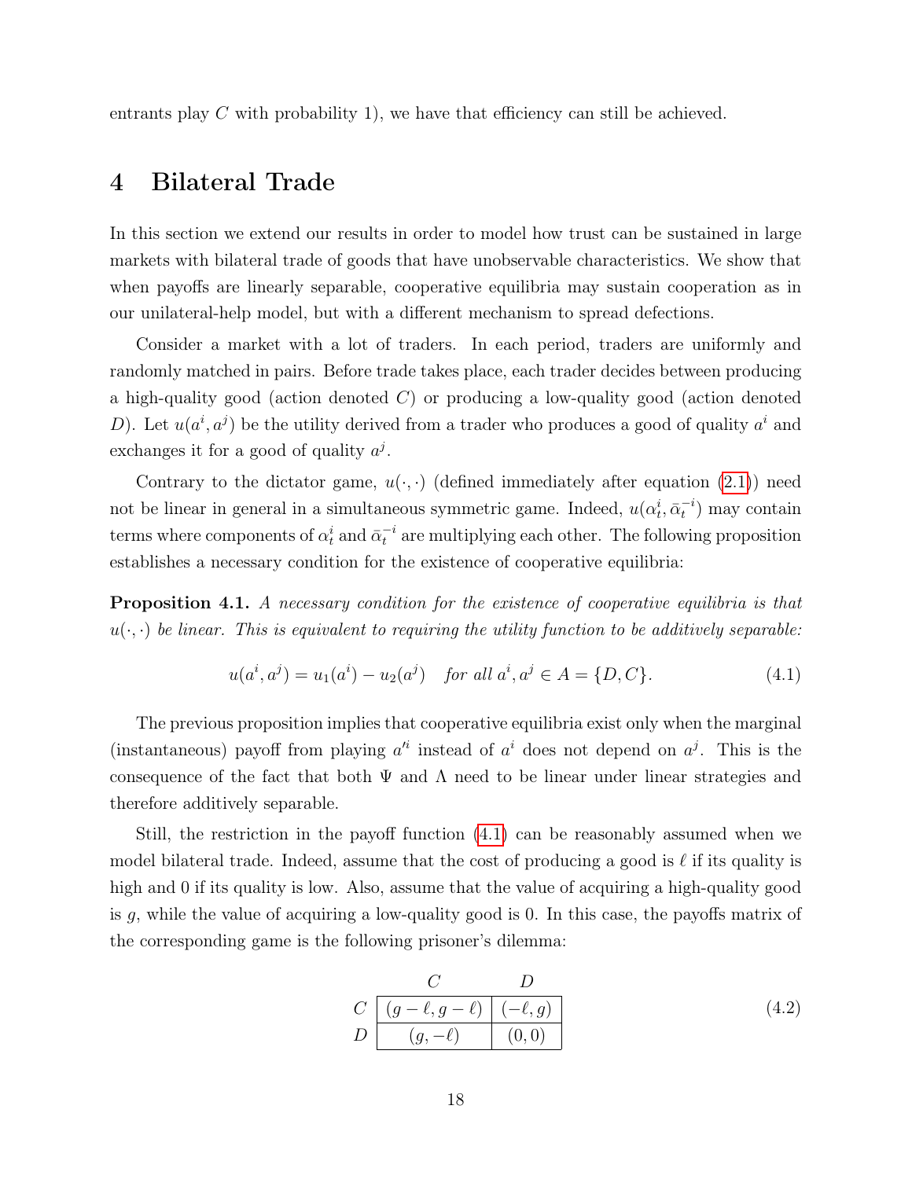entrants play $C$ with probability 1), we have that efficiency can still be achieved.

# 4 Bilateral Trade

In this section we extend our results in order to model how trust can be sustained in large markets with bilateral trade of goods that have unobservable characteristics. We show that when payoffs are linearly separable, cooperative equilibria may sustain cooperation as in our unilateral-help model, but with a different mechanism to spread defections.

Consider a market with a lot of traders. In each period, traders are uniformly and randomly matched in pairs. Before trade takes place, each trader decides between producing a high-quality good (action denoted $C$) or producing a low-quality good (action denoted $D$). Let $u(a^i, a^j)$ be the utility derived from a trader who produces a good of quality $a^i$ and exchanges it for a good of quality $a^j$.

Contrary to the dictator game, $u(\cdot,\cdot)$ (defined immediately after equation (2.1)) need not be linear in general in a simultaneous symmetric game. Indeed, $u(\alpha_t^i, \bar{\alpha}_t^{-i})$ may contain terms where components of $\alpha_t^i$ and $\bar{\alpha}_t^{-i}$ are multiplying each other. The following proposition establishes a necessary condition for the existence of cooperative equilibria:

**Proposition 4.1.** *A necessary condition for the existence of cooperative equilibria is that $u(\cdot,\cdot)$ be linear. This is equivalent to requiring the utility function to be additively separable:*

$$u(a^i, a^j) = u_1(a^i) - u_2(a^j) \quad \textit{for all } a^i, a^j \in A = \{D, C\}. \tag{4.1}$$

The previous proposition implies that cooperative equilibria exist only when the marginal (instantaneous) payoff from playing $a'^i$ instead of $a^i$ does not depend on $a^j$. This is the consequence of the fact that both $\Psi$ and $\Lambda$ need to be linear under linear strategies and therefore additively separable.

Still, the restriction in the payoff function (4.1) can be reasonably assumed when we model bilateral trade. Indeed, assume that the cost of producing a good is $\ell$ if its quality is high and 0 if its quality is low. Also, assume that the value of acquiring a high-quality good is $g$, while the value of acquiring a low-quality good is 0. In this case, the payoffs matrix of the corresponding game is the following prisoner's dilemma:

|  | $C$ | $D$ |
|---|---|---|
| $C$ | $(g-\ell, g-\ell)$ | $(-\ell, g)$ |
| $D$ | $(g, -\ell)$ | $(0, 0)$ |

(4.2)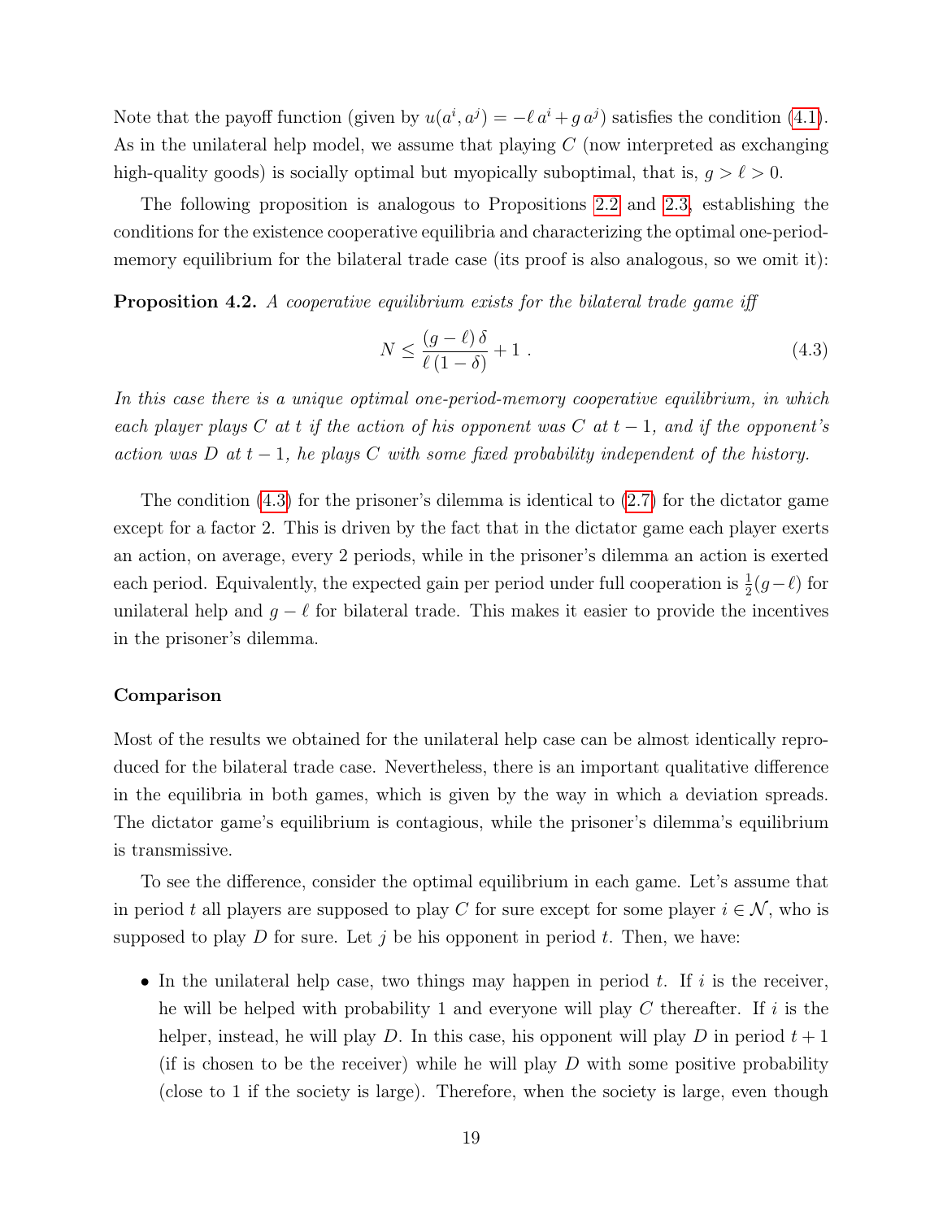Note that the payoff function (given by $u(a^i, a^j) = -\ell\, a^i + g\, a^j$) satisfies the condition (4.1). As in the unilateral help model, we assume that playing $C$ (now interpreted as exchanging high-quality goods) is socially optimal but myopically suboptimal, that is, $g > \ell > 0$.

The following proposition is analogous to Propositions 2.2 and 2.3, establishing the conditions for the existence cooperative equilibria and characterizing the optimal one-period-memory equilibrium for the bilateral trade case (its proof is also analogous, so we omit it):

**Proposition 4.2.** *A cooperative equilibrium exists for the bilateral trade game iff*

$$N \leq \frac{(g-\ell)\,\delta}{\ell\,(1-\delta)} + 1 \ . \tag{4.3}$$

*In this case there is a unique optimal one-period-memory cooperative equilibrium, in which each player plays $C$ at $t$ if the action of his opponent was $C$ at $t-1$, and if the opponent's action was $D$ at $t-1$, he plays $C$ with some fixed probability independent of the history.*

The condition (4.3) for the prisoner's dilemma is identical to (2.7) for the dictator game except for a factor 2. This is driven by the fact that in the dictator game each player exerts an action, on average, every 2 periods, while in the prisoner's dilemma an action is exerted each period. Equivalently, the expected gain per period under full cooperation is $\frac{1}{2}(g-\ell)$ for unilateral help and $g-\ell$ for bilateral trade. This makes it easier to provide the incentives in the prisoner's dilemma.

### Comparison

Most of the results we obtained for the unilateral help case can be almost identically reproduced for the bilateral trade case. Nevertheless, there is an important qualitative difference in the equilibria in both games, which is given by the way in which a deviation spreads. The dictator game's equilibrium is contagious, while the prisoner's dilemma's equilibrium is transmissive.

To see the difference, consider the optimal equilibrium in each game. Let's assume that in period $t$ all players are supposed to play $C$ for sure except for some player $i \in \mathcal{N}$, who is supposed to play $D$ for sure. Let $j$ be his opponent in period $t$. Then, we have:

- In the unilateral help case, two things may happen in period $t$. If $i$ is the receiver, he will be helped with probability 1 and everyone will play $C$ thereafter. If $i$ is the helper, instead, he will play $D$. In this case, his opponent will play $D$ in period $t+1$ (if is chosen to be the receiver) while he will play $D$ with some positive probability (close to 1 if the society is large). Therefore, when the society is large, even though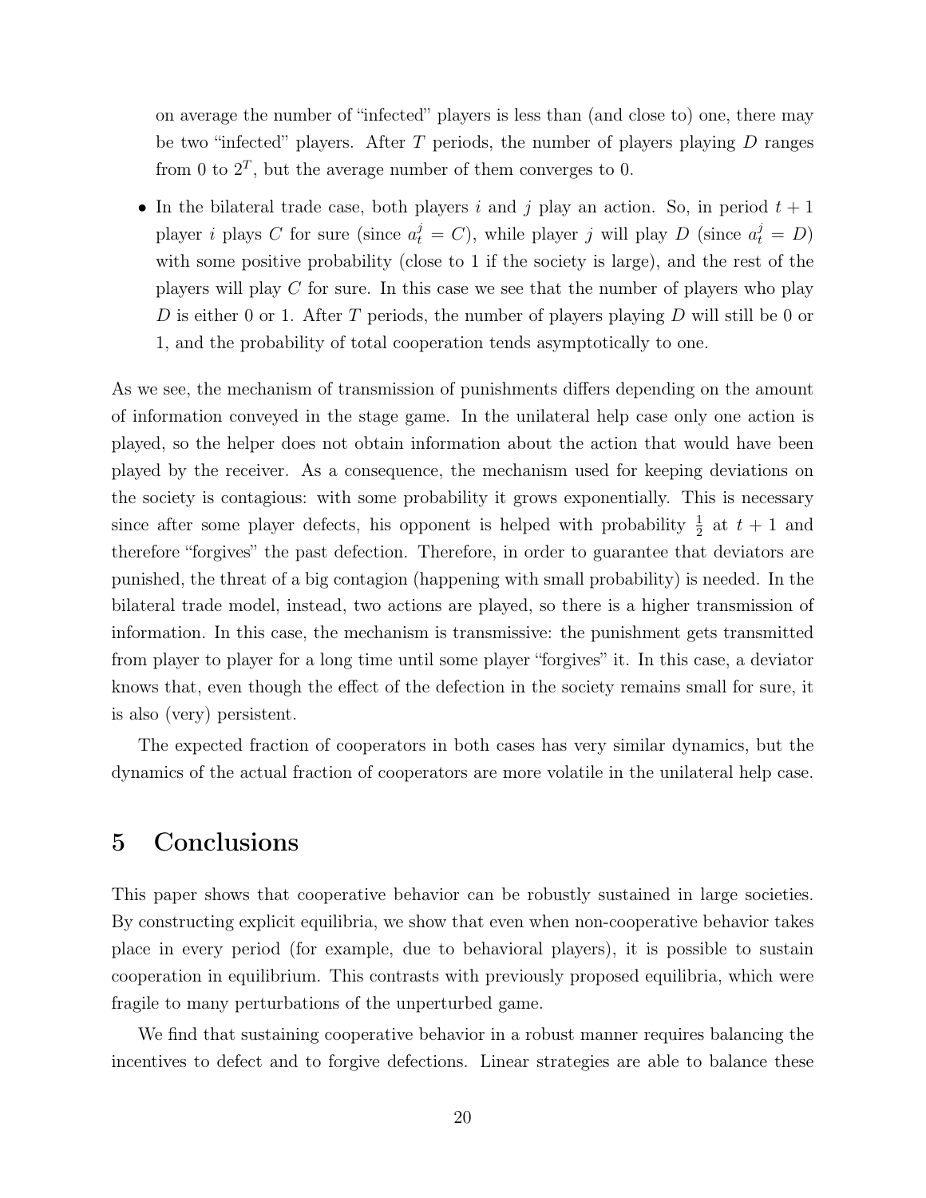on average the number of "infected" players is less than (and close to) one, there may be two "infected" players. After $T$ periods, the number of players playing $D$ ranges from 0 to $2^T$, but the average number of them converges to 0.

- In the bilateral trade case, both players $i$ and $j$ play an action. So, in period $t+1$ player $i$ plays $C$ for sure (since $a_t^j = C$), while player $j$ will play $D$ (since $a_t^j = D$) with some positive probability (close to 1 if the society is large), and the rest of the players will play $C$ for sure. In this case we see that the number of players who play $D$ is either 0 or 1. After $T$ periods, the number of players playing $D$ will still be 0 or 1, and the probability of total cooperation tends asymptotically to one.

As we see, the mechanism of transmission of punishments differs depending on the amount of information conveyed in the stage game. In the unilateral help case only one action is played, so the helper does not obtain information about the action that would have been played by the receiver. As a consequence, the mechanism used for keeping deviations on the society is contagious: with some probability it grows exponentially. This is necessary since after some player defects, his opponent is helped with probability $\frac{1}{2}$ at $t+1$ and therefore "forgives" the past defection. Therefore, in order to guarantee that deviators are punished, the threat of a big contagion (happening with small probability) is needed. In the bilateral trade model, instead, two actions are played, so there is a higher transmission of information. In this case, the mechanism is transmissive: the punishment gets transmitted from player to player for a long time until some player "forgives" it. In this case, a deviator knows that, even though the effect of the defection in the society remains small for sure, it is also (very) persistent.

The expected fraction of cooperators in both cases has very similar dynamics, but the dynamics of the actual fraction of cooperators are more volatile in the unilateral help case.

# 5 Conclusions

This paper shows that cooperative behavior can be robustly sustained in large societies. By constructing explicit equilibria, we show that even when non-cooperative behavior takes place in every period (for example, due to behavioral players), it is possible to sustain cooperation in equilibrium. This contrasts with previously proposed equilibria, which were fragile to many perturbations of the unperturbed game.

We find that sustaining cooperative behavior in a robust manner requires balancing the incentives to defect and to forgive defections. Linear strategies are able to balance these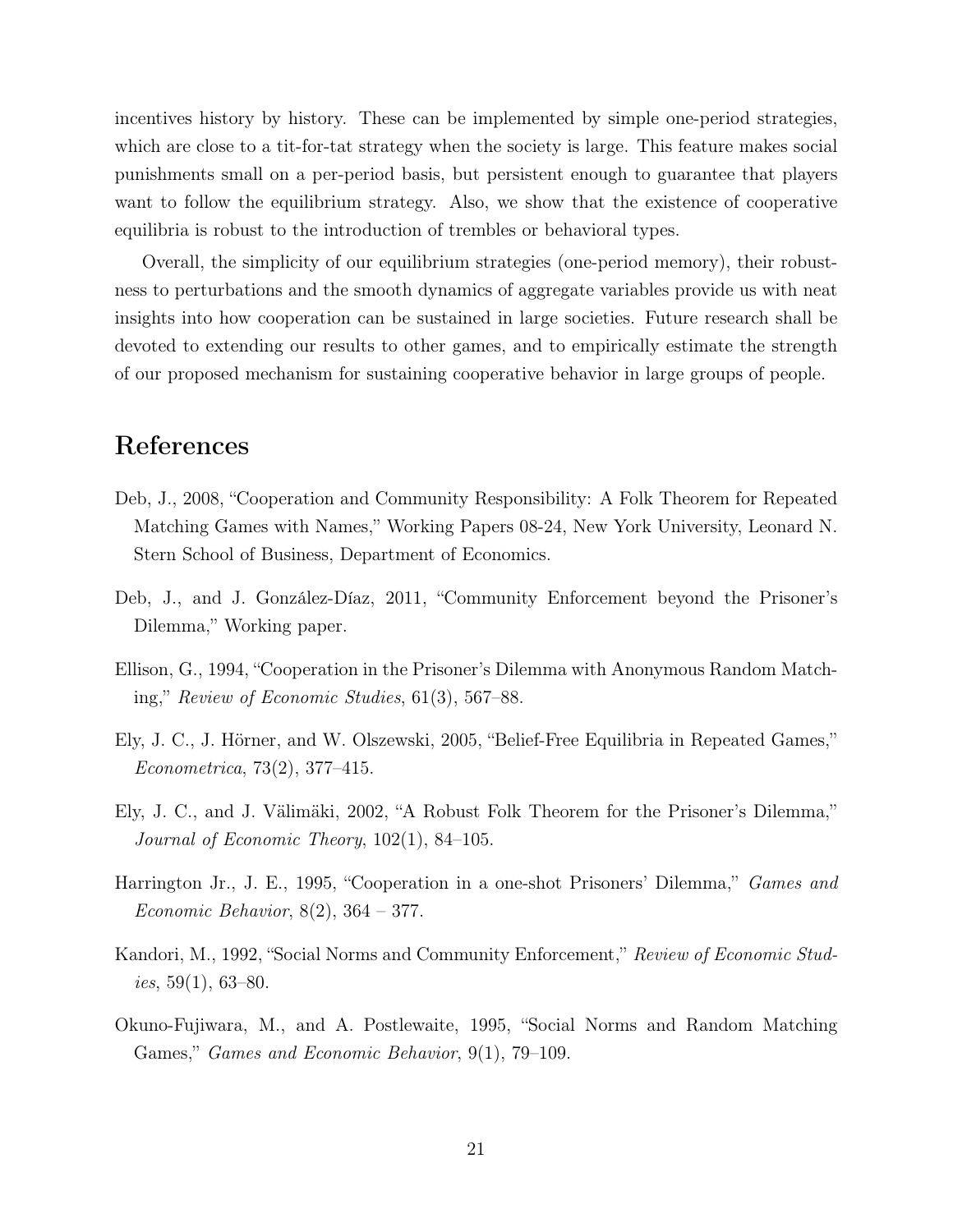incentives history by history. These can be implemented by simple one-period strategies, which are close to a tit-for-tat strategy when the society is large. This feature makes social punishments small on a per-period basis, but persistent enough to guarantee that players want to follow the equilibrium strategy. Also, we show that the existence of cooperative equilibria is robust to the introduction of trembles or behavioral types.

Overall, the simplicity of our equilibrium strategies (one-period memory), their robustness to perturbations and the smooth dynamics of aggregate variables provide us with neat insights into how cooperation can be sustained in large societies. Future research shall be devoted to extending our results to other games, and to empirically estimate the strength of our proposed mechanism for sustaining cooperative behavior in large groups of people.

# References

Deb, J., 2008, "Cooperation and Community Responsibility: A Folk Theorem for Repeated Matching Games with Names," Working Papers 08-24, New York University, Leonard N. Stern School of Business, Department of Economics.

Deb, J., and J. González-Díaz, 2011, "Community Enforcement beyond the Prisoner's Dilemma," Working paper.

Ellison, G., 1994, "Cooperation in the Prisoner's Dilemma with Anonymous Random Matching," *Review of Economic Studies*, 61(3), 567–88.

Ely, J. C., J. Hörner, and W. Olszewski, 2005, "Belief-Free Equilibria in Repeated Games," *Econometrica*, 73(2), 377–415.

Ely, J. C., and J. Välimäki, 2002, "A Robust Folk Theorem for the Prisoner's Dilemma," *Journal of Economic Theory*, 102(1), 84–105.

Harrington Jr., J. E., 1995, "Cooperation in a one-shot Prisoners' Dilemma," *Games and Economic Behavior*, 8(2), 364 – 377.

Kandori, M., 1992, "Social Norms and Community Enforcement," *Review of Economic Studies*, 59(1), 63–80.

Okuno-Fujiwara, M., and A. Postlewaite, 1995, "Social Norms and Random Matching Games," *Games and Economic Behavior*, 9(1), 79–109.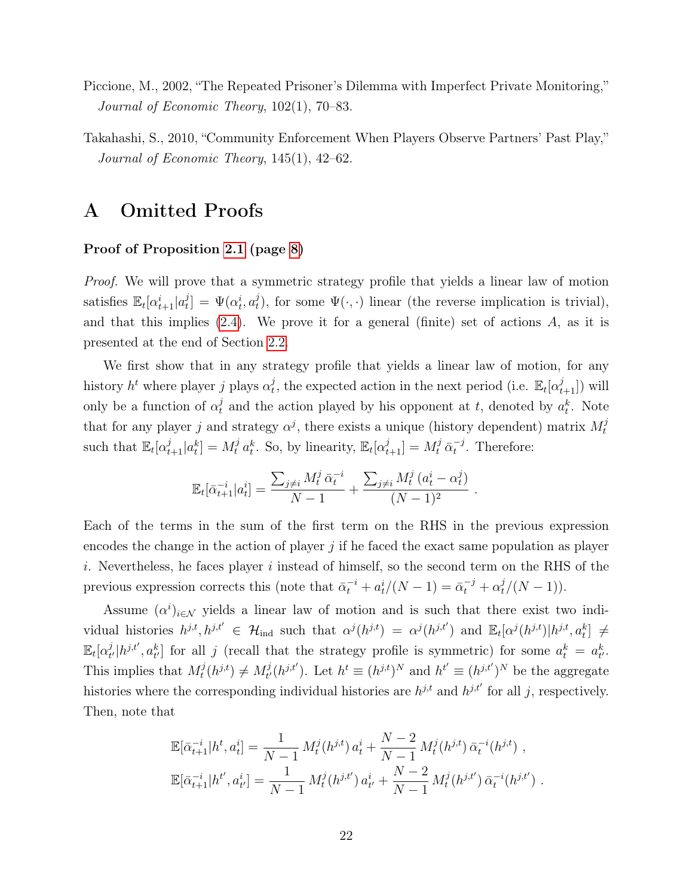Piccione, M., 2002, "The Repeated Prisoner's Dilemma with Imperfect Private Monitoring," *Journal of Economic Theory*, 102(1), 70–83.

Takahashi, S., 2010, "Community Enforcement When Players Observe Partners' Past Play," *Journal of Economic Theory*, 145(1), 42–62.

# A Omitted Proofs

**Proof of Proposition 2.1 (page 8)**

*Proof.* We will prove that a symmetric strategy profile that yields a linear law of motion satisfies $\mathbb{E}_t[\alpha^i_{t+1}|a^j_t] = \Psi(\alpha^i_t, a^j_t)$, for some $\Psi(\cdot,\cdot)$ linear (the reverse implication is trivial), and that this implies (2.4). We prove it for a general (finite) set of actions $A$, as it is presented at the end of Section 2.2.

We first show that in any strategy profile that yields a linear law of motion, for any history $h^t$ where player $j$ plays $\alpha^j_t$, the expected action in the next period (i.e. $\mathbb{E}_t[\alpha^j_{t+1}]$) will only be a function of $\alpha^j_t$ and the action played by his opponent at $t$, denoted by $a^k_t$. Note that for any player $j$ and strategy $\alpha^j$, there exists a unique (history dependent) matrix $M^j_t$ such that $\mathbb{E}_t[\alpha^j_{t+1}|a^k_t] = M^j_t\, a^k_t$. So, by linearity, $\mathbb{E}_t[\alpha^j_{t+1}] = M^j_t\, \bar{\alpha}^{-j}_t$. Therefore:

$$\mathbb{E}_t[\bar{\alpha}^{-i}_{t+1}|a^i_t] = \frac{\sum_{j\neq i} M^j_t\, \bar{\alpha}^{-i}_t}{N-1} + \frac{\sum_{j\neq i} M^j_t\, (a^i_t - \alpha^j_t)}{(N-1)^2}\ .$$

Each of the terms in the sum of the first term on the RHS in the previous expression encodes the change in the action of player $j$ if he faced the exact same population as player $i$. Nevertheless, he faces player $i$ instead of himself, so the second term on the RHS of the previous expression corrects this (note that $\bar{\alpha}^{-i}_t + a^i_t/(N-1) = \bar{\alpha}^{-j}_t + \alpha^j_t/(N-1)$).

Assume $(\alpha^i)_{i\in\mathcal{N}}$ yields a linear law of motion and is such that there exist two individual histories $h^{j,t}, h^{j,t'} \in \mathcal{H}_{\text{ind}}$ such that $\alpha^j(h^{j,t}) = \alpha^j(h^{j,t'})$ and $\mathbb{E}_t[\alpha^j(h^{j,t})|h^{j,t}, a^k_t] \neq \mathbb{E}_t[\alpha^j_{t'}|h^{j,t'}, a^k_{t'}]$ for all $j$ (recall that the strategy profile is symmetric) for some $a^k_t = a^k_{t'}$. This implies that $M^j_t(h^{j,t}) \neq M^j_{t'}(h^{j,t'})$. Let $h^t \equiv (h^{j,t})^N$ and $h^{t'} \equiv (h^{j,t'})^N$ be the aggregate histories where the corresponding individual histories are $h^{j,t}$ and $h^{j,t'}$ for all $j$, respectively. Then, note that

$$\begin{aligned}
\mathbb{E}[\bar{\alpha}^{-i}_{t+1}|h^t, a^i_t] &= \frac{1}{N-1}\, M^j_t(h^{j,t})\, a^i_t + \frac{N-2}{N-1}\, M^j_t(h^{j,t})\, \bar{\alpha}^{-i}_t(h^{j,t})\ ,\\
\mathbb{E}[\bar{\alpha}^{-i}_{t+1}|h^{t'}, a^i_{t'}] &= \frac{1}{N-1}\, M^j_t(h^{j,t'})\, a^i_{t'} + \frac{N-2}{N-1}\, M^j_t(h^{j,t'})\, \bar{\alpha}^{-i}_t(h^{j,t'})\ .
\end{aligned}$$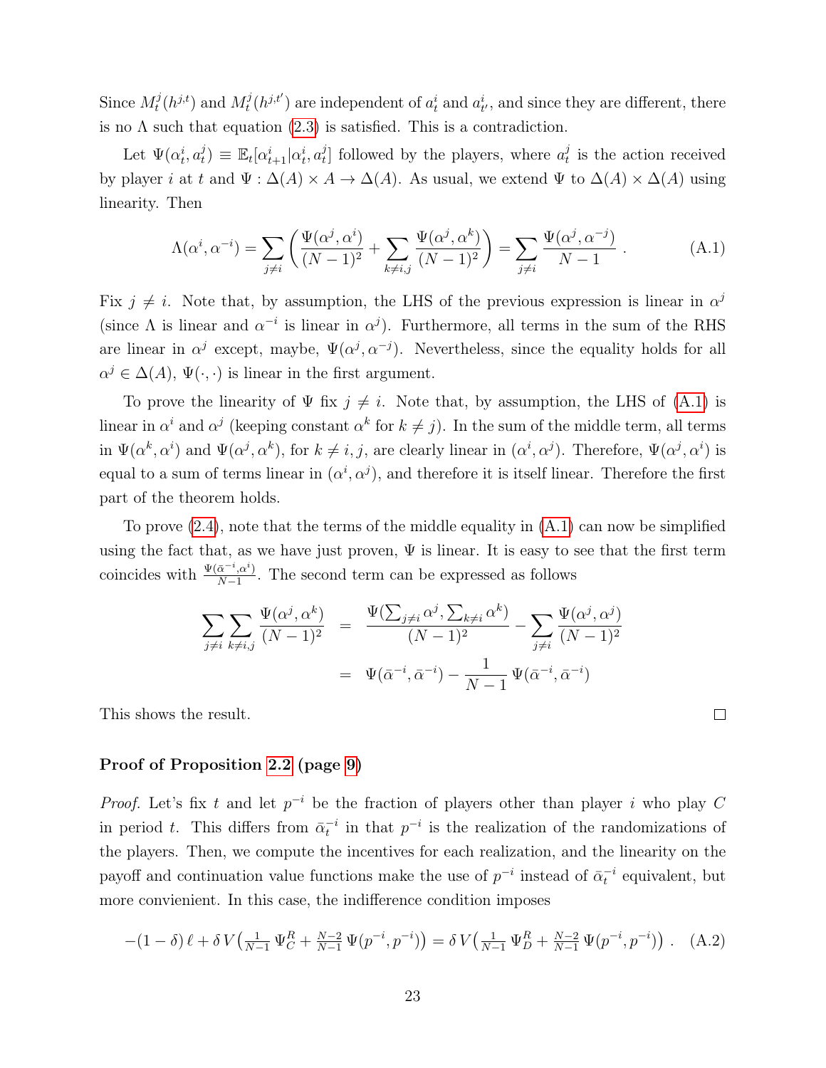Since $M_t^j(h^{j,t})$ and $M_t^j(h^{j,t'})$ are independent of $a_t^i$ and $a_{t'}^i$, and since they are different, there is no $\Lambda$ such that equation (2.3) is satisfied. This is a contradiction.

Let $\Psi(\alpha_t^i, a_t^j) \equiv \mathbb{E}_t[\alpha_{t+1}^i | \alpha_t^i, a_t^j]$ followed by the players, where $a_t^j$ is the action received by player $i$ at $t$ and $\Psi : \Delta(A) \times A \to \Delta(A)$. As usual, we extend $\Psi$ to $\Delta(A) \times \Delta(A)$ using linearity. Then

$$\Lambda(\alpha^i, \alpha^{-i}) = \sum_{j \neq i} \left( \frac{\Psi(\alpha^j, \alpha^i)}{(N-1)^2} + \sum_{k \neq i,j} \frac{\Psi(\alpha^j, \alpha^k)}{(N-1)^2} \right) = \sum_{j \neq i} \frac{\Psi(\alpha^j, \alpha^{-j})}{N-1} \ . \tag{A.1}$$

Fix $j \neq i$. Note that, by assumption, the LHS of the previous expression is linear in $\alpha^j$ (since $\Lambda$ is linear and $\alpha^{-i}$ is linear in $\alpha^j$). Furthermore, all terms in the sum of the RHS are linear in $\alpha^j$ except, maybe, $\Psi(\alpha^j, \alpha^{-j})$. Nevertheless, since the equality holds for all $\alpha^j \in \Delta(A)$, $\Psi(\cdot, \cdot)$ is linear in the first argument.

To prove the linearity of $\Psi$ fix $j \neq i$. Note that, by assumption, the LHS of (A.1) is linear in $\alpha^i$ and $\alpha^j$ (keeping constant $\alpha^k$ for $k \neq j$). In the sum of the middle term, all terms in $\Psi(\alpha^k, \alpha^i)$ and $\Psi(\alpha^j, \alpha^k)$, for $k \neq i, j$, are clearly linear in $(\alpha^i, \alpha^j)$. Therefore, $\Psi(\alpha^j, \alpha^i)$ is equal to a sum of terms linear in $(\alpha^i, \alpha^j)$, and therefore it is itself linear. Therefore the first part of the theorem holds.

To prove (2.4), note that the terms of the middle equality in (A.1) can now be simplified using the fact that, as we have just proven, $\Psi$ is linear. It is easy to see that the first term coincides with $\frac{\Psi(\bar{\alpha}^{-i}, \alpha^i)}{N-1}$. The second term can be expressed as follows

$$\begin{aligned}
\sum_{j \neq i} \sum_{k \neq i,j} \frac{\Psi(\alpha^j, \alpha^k)}{(N-1)^2} &= \frac{\Psi(\sum_{j \neq i} \alpha^j, \sum_{k \neq i} \alpha^k)}{(N-1)^2} - \sum_{j \neq i} \frac{\Psi(\alpha^j, \alpha^j)}{(N-1)^2} \\
&= \Psi(\bar{\alpha}^{-i}, \bar{\alpha}^{-i}) - \frac{1}{N-1} \Psi(\bar{\alpha}^{-i}, \bar{\alpha}^{-i})
\end{aligned}$$

This shows the result. ∎

**Proof of Proposition 2.2 (page 9)**

*Proof.* Let's fix $t$ and let $p^{-i}$ be the fraction of players other than player $i$ who play $C$ in period $t$. This differs from $\bar{\alpha}_t^{-i}$ in that $p^{-i}$ is the realization of the randomizations of the players. Then, we compute the incentives for each realization, and the linearity on the payoff and continuation value functions make the use of $p^{-i}$ instead of $\bar{\alpha}_t^{-i}$ equivalent, but more convienient. In this case, the indifference condition imposes

$$-(1-\delta)\,\ell + \delta\, V\big(\tfrac{1}{N-1}\,\Psi_C^R + \tfrac{N-2}{N-1}\,\Psi(p^{-i}, p^{-i})\big) = \delta\, V\big(\tfrac{1}{N-1}\,\Psi_D^R + \tfrac{N-2}{N-1}\,\Psi(p^{-i}, p^{-i})\big) \ . \tag{A.2}$$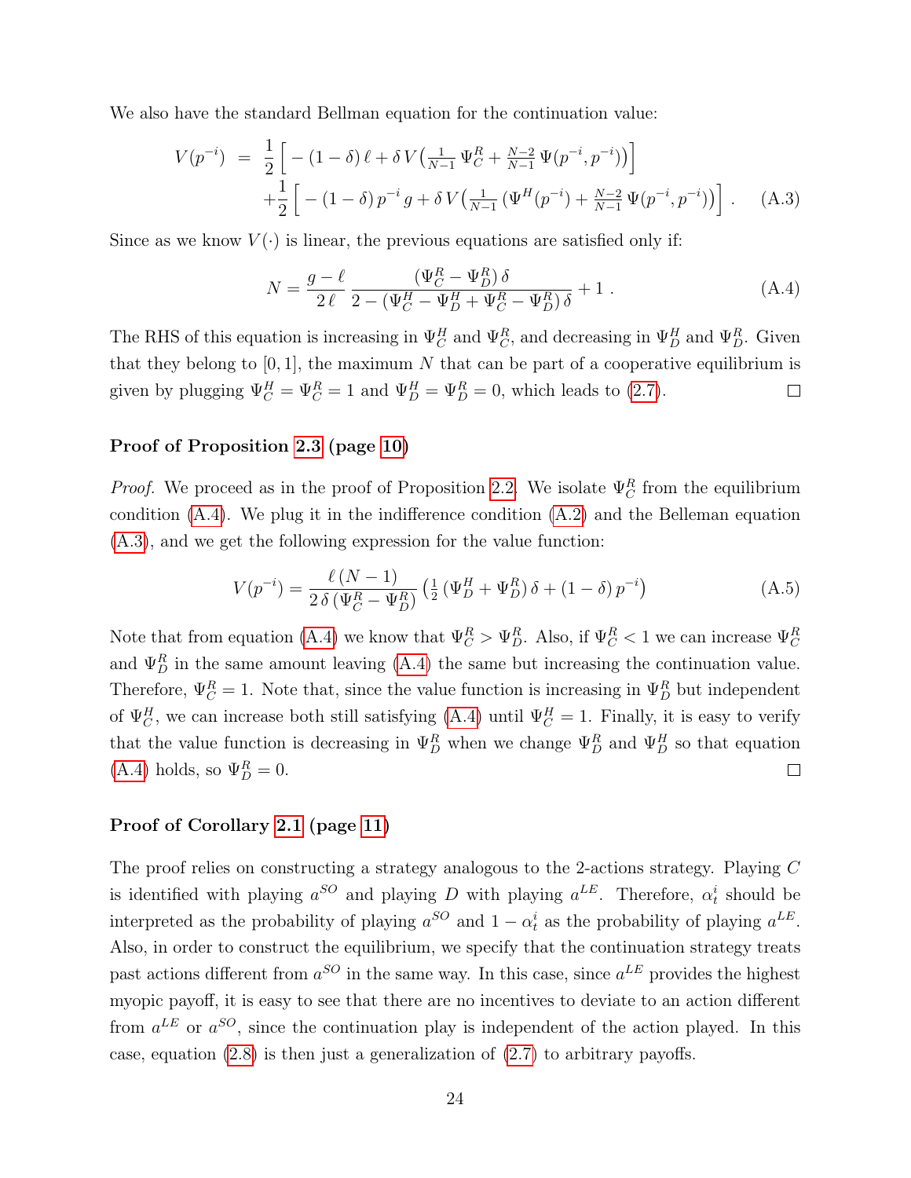We also have the standard Bellman equation for the continuation value:

$$
\begin{aligned}
V(p^{-i}) \;&=\; \frac{1}{2}\Big[ -(1-\delta)\,\ell + \delta\, V\big(\tfrac{1}{N-1}\,\Psi^R_C + \tfrac{N-2}{N-1}\,\Psi(p^{-i},p^{-i})\big)\Big] \\
&+\frac{1}{2}\Big[ -(1-\delta)\,p^{-i}\,g + \delta\, V\big(\tfrac{1}{N-1}\,(\Psi^H(p^{-i}) + \tfrac{N-2}{N-1}\,\Psi(p^{-i},p^{-i})\big)\Big]\,. \qquad \text{(A.3)}
\end{aligned}
$$

Since as we know $V(\cdot)$ is linear, the previous equations are satisfied only if:

$$
N = \frac{g-\ell}{2\,\ell}\,\frac{(\Psi^R_C - \Psi^R_D)\,\delta}{2-(\Psi^H_C - \Psi^H_D + \Psi^R_C - \Psi^R_D)\,\delta} + 1\,. \qquad \text{(A.4)}
$$

The RHS of this equation is increasing in $\Psi^H_C$ and $\Psi^R_C$, and decreasing in $\Psi^H_D$ and $\Psi^R_D$. Given that they belong to $[0,1]$, the maximum $N$ that can be part of a cooperative equilibrium is given by plugging $\Psi^H_C = \Psi^R_C = 1$ and $\Psi^H_D = \Psi^R_D = 0$, which leads to (2.7). □

**Proof of Proposition 2.3 (page 10)**

*Proof.* We proceed as in the proof of Proposition 2.2. We isolate $\Psi^R_C$ from the equilibrium condition (A.4). We plug it in the indifference condition (A.2) and the Belleman equation (A.3), and we get the following expression for the value function:

$$
V(p^{-i}) = \frac{\ell\,(N-1)}{2\,\delta\,(\Psi^R_C - \Psi^R_D)}\left(\tfrac{1}{2}\,(\Psi^H_D + \Psi^R_D)\,\delta + (1-\delta)\,p^{-i}\right) \qquad \text{(A.5)}
$$

Note that from equation (A.4) we know that $\Psi^R_C > \Psi^R_D$. Also, if $\Psi^R_C < 1$ we can increase $\Psi^R_C$ and $\Psi^R_D$ in the same amount leaving (A.4) the same but increasing the continuation value. Therefore, $\Psi^R_C = 1$. Note that, since the value function is increasing in $\Psi^R_D$ but independent of $\Psi^H_C$, we can increase both still satisfying (A.4) until $\Psi^H_C = 1$. Finally, it is easy to verify that the value function is decreasing in $\Psi^R_D$ when we change $\Psi^R_D$ and $\Psi^H_D$ so that equation (A.4) holds, so $\Psi^R_D = 0$. □

**Proof of Corollary 2.1 (page 11)**

The proof relies on constructing a strategy analogous to the 2-actions strategy. Playing $C$ is identified with playing $a^{SO}$ and playing $D$ with playing $a^{LE}$. Therefore, $\alpha^i_t$ should be interpreted as the probability of playing $a^{SO}$ and $1-\alpha^i_t$ as the probability of playing $a^{LE}$. Also, in order to construct the equilibrium, we specify that the continuation strategy treats past actions different from $a^{SO}$ in the same way. In this case, since $a^{LE}$ provides the highest myopic payoff, it is easy to see that there are no incentives to deviate to an action different from $a^{LE}$ or $a^{SO}$, since the continuation play is independent of the action played. In this case, equation (2.8) is then just a generalization of (2.7) to arbitrary payoffs.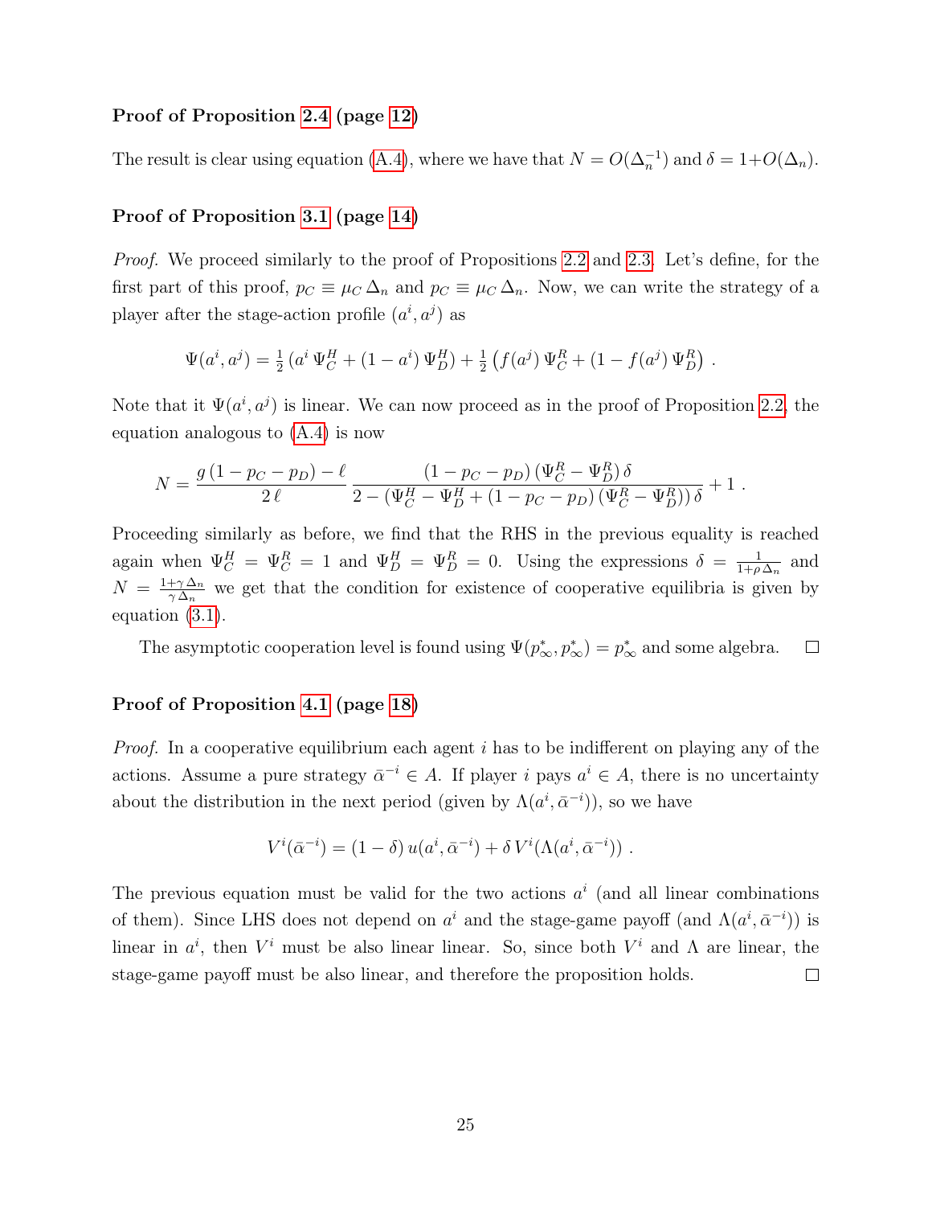**Proof of Proposition 2.4 (page 12)**

The result is clear using equation (A.4), where we have that $N = O(\Delta_n^{-1})$ and $\delta = 1+O(\Delta_n)$.

**Proof of Proposition 3.1 (page 14)**

*Proof.* We proceed similarly to the proof of Propositions 2.2 and 2.3. Let's define, for the first part of this proof, $p_C \equiv \mu_C\,\Delta_n$ and $p_C \equiv \mu_C\,\Delta_n$. Now, we can write the strategy of a player after the stage-action profile $(a^i, a^j)$ as

$$\Psi(a^i, a^j) = \tfrac{1}{2}\left(a^i\,\Psi_C^H + (1-a^i)\,\Psi_D^H\right) + \tfrac{1}{2}\left(f(a^j)\,\Psi_C^R + (1-f(a^j)\,\Psi_D^R\right) .$$

Note that it $\Psi(a^i, a^j)$ is linear. We can now proceed as in the proof of Proposition 2.2, the equation analogous to (A.4) is now

$$N = \frac{g\,(1-p_C-p_D)-\ell}{2\,\ell}\,\frac{(1-p_C-p_D)\,(\Psi_C^R-\Psi_D^R)\,\delta}{2-(\Psi_C^H-\Psi_D^H+(1-p_C-p_D)\,(\Psi_C^R-\Psi_D^R))\,\delta}+1\ .$$

Proceeding similarly as before, we find that the RHS in the previous equality is reached again when $\Psi_C^H = \Psi_C^R = 1$ and $\Psi_D^H = \Psi_D^R = 0$. Using the expressions $\delta = \frac{1}{1+\rho\,\Delta_n}$ and $N = \frac{1+\gamma\,\Delta_n}{\gamma\,\Delta_n}$ we get that the condition for existence of cooperative equilibria is given by equation (3.1).

The asymptotic cooperation level is found using $\Psi(p_\infty^*, p_\infty^*) = p_\infty^*$ and some algebra. □

**Proof of Proposition 4.1 (page 18)**

*Proof.* In a cooperative equilibrium each agent $i$ has to be indifferent on playing any of the actions. Assume a pure strategy $\bar{\alpha}^{-i} \in A$. If player $i$ pays $a^i \in A$, there is no uncertainty about the distribution in the next period (given by $\Lambda(a^i, \bar{\alpha}^{-i})$), so we have

$$V^i(\bar{\alpha}^{-i}) = (1-\delta)\,u(a^i, \bar{\alpha}^{-i}) + \delta\,V^i(\Lambda(a^i, \bar{\alpha}^{-i}))\ .$$

The previous equation must be valid for the two actions $a^i$ (and all linear combinations of them). Since LHS does not depend on $a^i$ and the stage-game payoff (and $\Lambda(a^i, \bar{\alpha}^{-i})$) is linear in $a^i$, then $V^i$ must be also linear linear. So, since both $V^i$ and $\Lambda$ are linear, the stage-game payoff must be also linear, and therefore the proposition holds. □